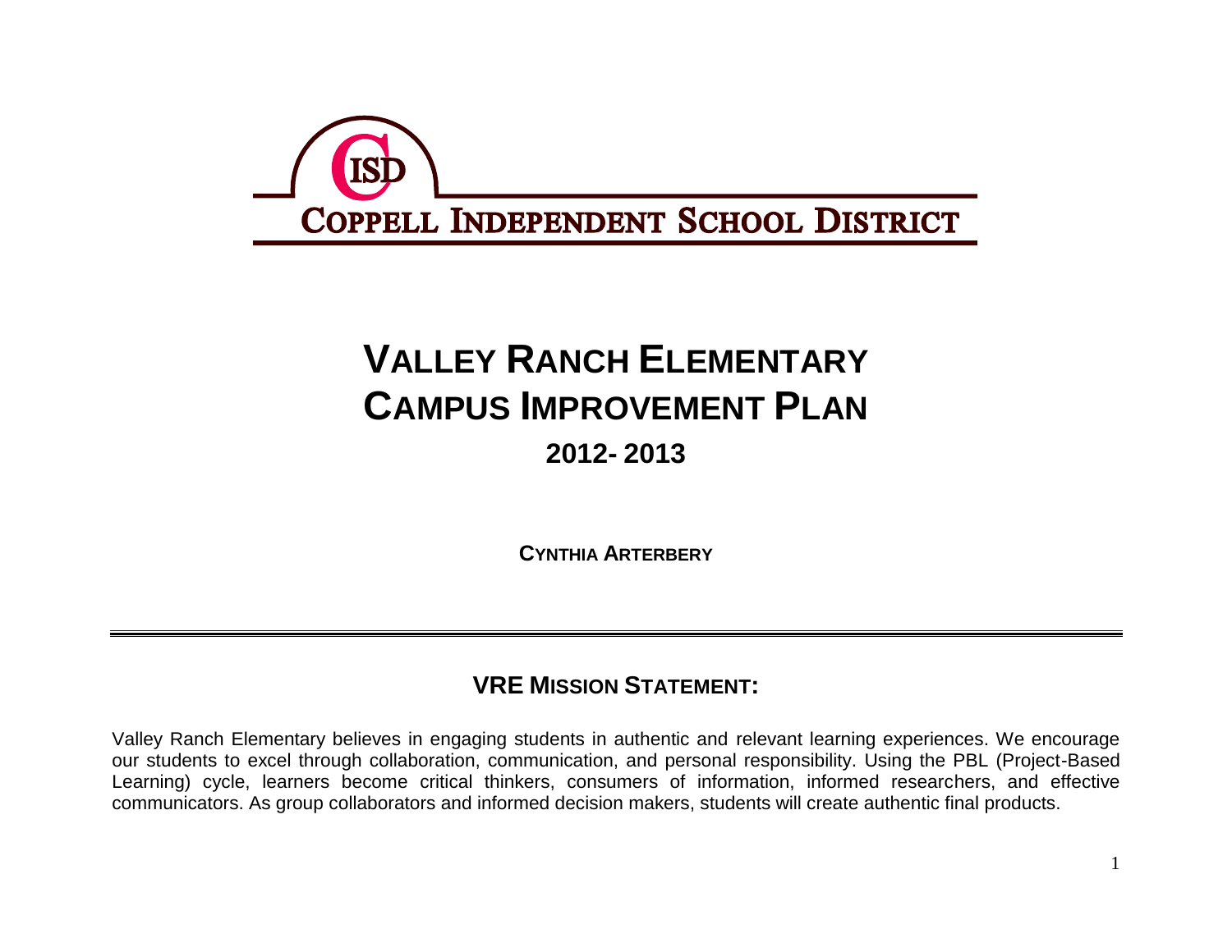CISD

COPPELL INDEPENDENT SCHOOL DISTRICT

# VALLEY RANCH ELEMENTARY CAMPUS IMPROVEMENT PLAN

## 2012- 2013

**CYNTHIA ARTERBERY**

---

## VRE MISSION STATEMENT:

Valley Ranch Elementary believes in engaging students in authentic and relevant learning experiences. We encourage our students to excel through collaboration, communication, and personal responsibility. Using the PBL (Project-Based Learning) cycle, learners become critical thinkers, consumers of information, informed researchers, and effective communicators. As group collaborators and informed decision makers, students will create authentic final products.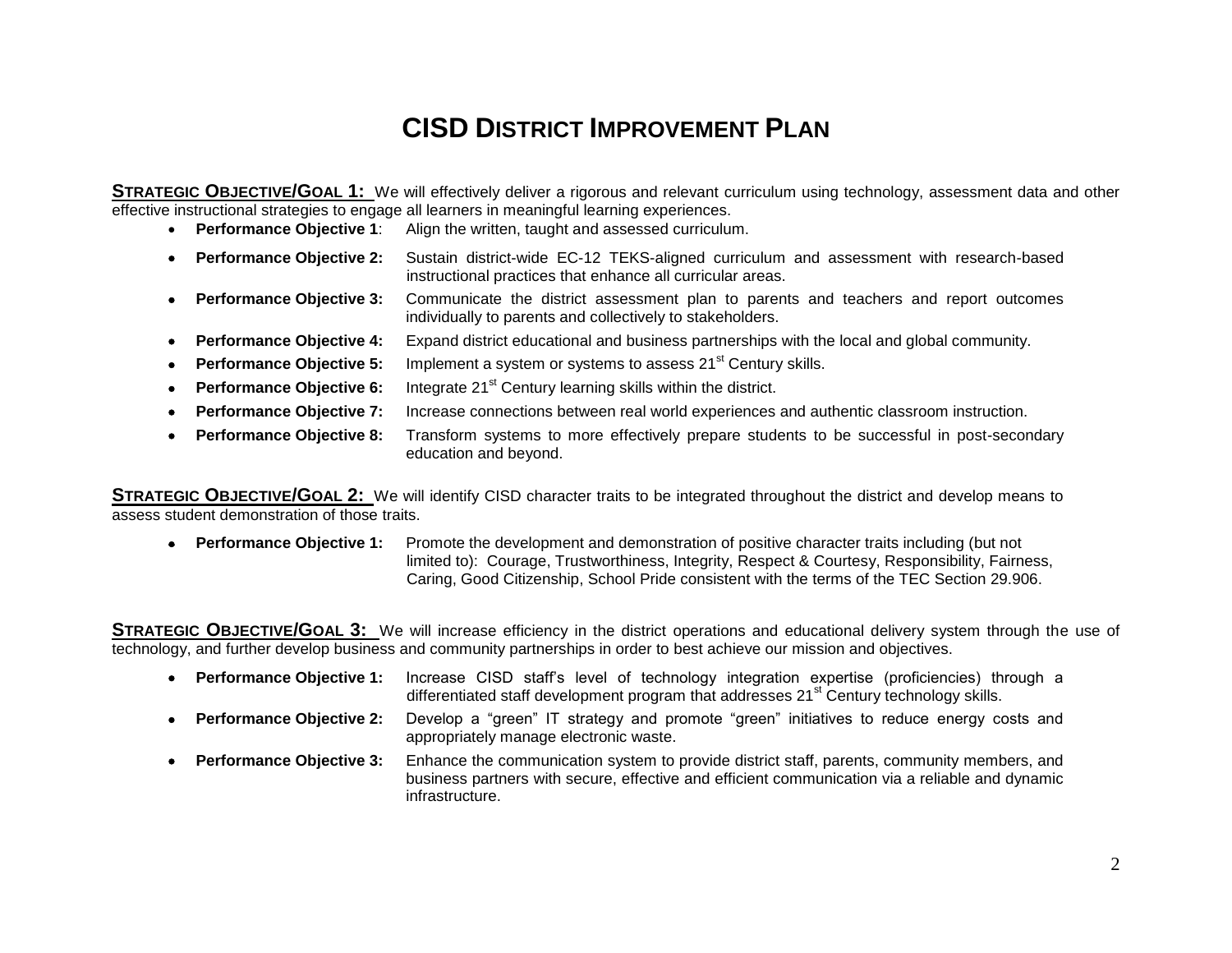# CISD District Improvement Plan

**STRATEGIC OBJECTIVE/GOAL 1:** We will effectively deliver a rigorous and relevant curriculum using technology, assessment data and other effective instructional strategies to engage all learners in meaningful learning experiences.

- **Performance Objective 1**: Align the written, taught and assessed curriculum.
- **Performance Objective 2:** Sustain district-wide EC-12 TEKS-aligned curriculum and assessment with research-based instructional practices that enhance all curricular areas.
- **Performance Objective 3:** Communicate the district assessment plan to parents and teachers and report outcomes individually to parents and collectively to stakeholders.
- **Performance Objective 4:** Expand district educational and business partnerships with the local and global community.
- **Performance Objective 5:** Implement a system or systems to assess 21st Century skills.
- **Performance Objective 6:** Integrate 21st Century learning skills within the district.
- **Performance Objective 7:** Increase connections between real world experiences and authentic classroom instruction.
- **Performance Objective 8:** Transform systems to more effectively prepare students to be successful in post-secondary education and beyond.

**STRATEGIC OBJECTIVE/GOAL 2:** We will identify CISD character traits to be integrated throughout the district and develop means to assess student demonstration of those traits.

- **Performance Objective 1:** Promote the development and demonstration of positive character traits including (but not limited to): Courage, Trustworthiness, Integrity, Respect & Courtesy, Responsibility, Fairness, Caring, Good Citizenship, School Pride consistent with the terms of the TEC Section 29.906.

**STRATEGIC OBJECTIVE/GOAL 3:** We will increase efficiency in the district operations and educational delivery system through the use of technology, and further develop business and community partnerships in order to best achieve our mission and objectives.

- **Performance Objective 1:** Increase CISD staff's level of technology integration expertise (proficiencies) through a differentiated staff development program that addresses 21st Century technology skills.
- **Performance Objective 2:** Develop a "green" IT strategy and promote "green" initiatives to reduce energy costs and appropriately manage electronic waste.
- **Performance Objective 3:** Enhance the communication system to provide district staff, parents, community members, and business partners with secure, effective and efficient communication via a reliable and dynamic infrastructure.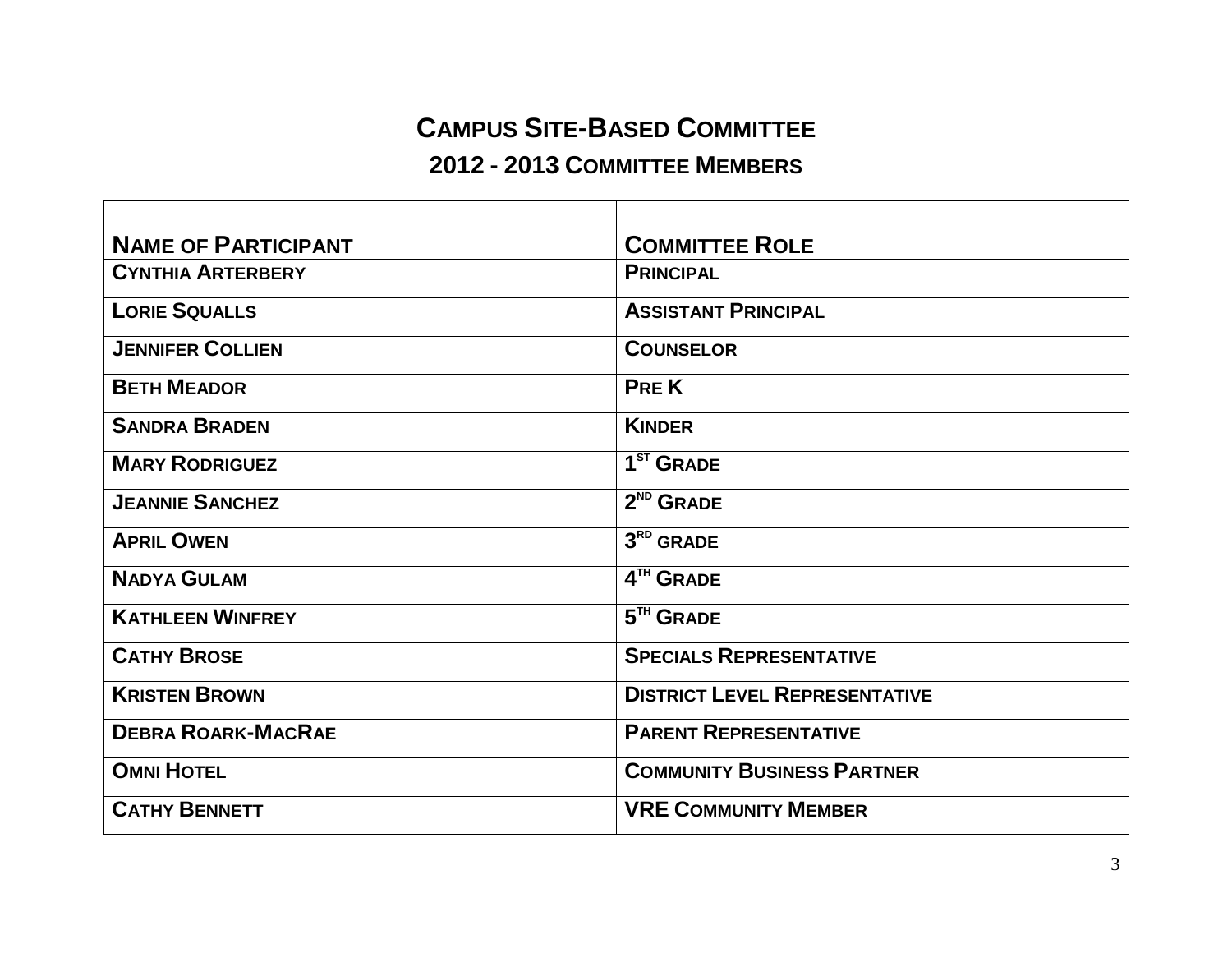# Campus Site-Based Committee

## 2012 - 2013 Committee Members

| Name of Participant | Committee Role |
| --- | --- |
| Cynthia Arterbery | Principal |
| Lorie Squalls | Assistant Principal |
| Jennifer Collien | Counselor |
| Beth Meador | Pre K |
| Sandra Braden | Kinder |
| Mary Rodriguez | 1st Grade |
| Jeannie Sanchez | 2nd Grade |
| April Owen | 3rd Grade |
| Nadya Gulam | 4th Grade |
| Kathleen Winfrey | 5th Grade |
| Cathy Brose | Specials Representative |
| Kristen Brown | District Level Representative |
| Debra Roark-MacRae | Parent Representative |
| Omni Hotel | Community Business Partner |
| Cathy Bennett | VRE Community Member |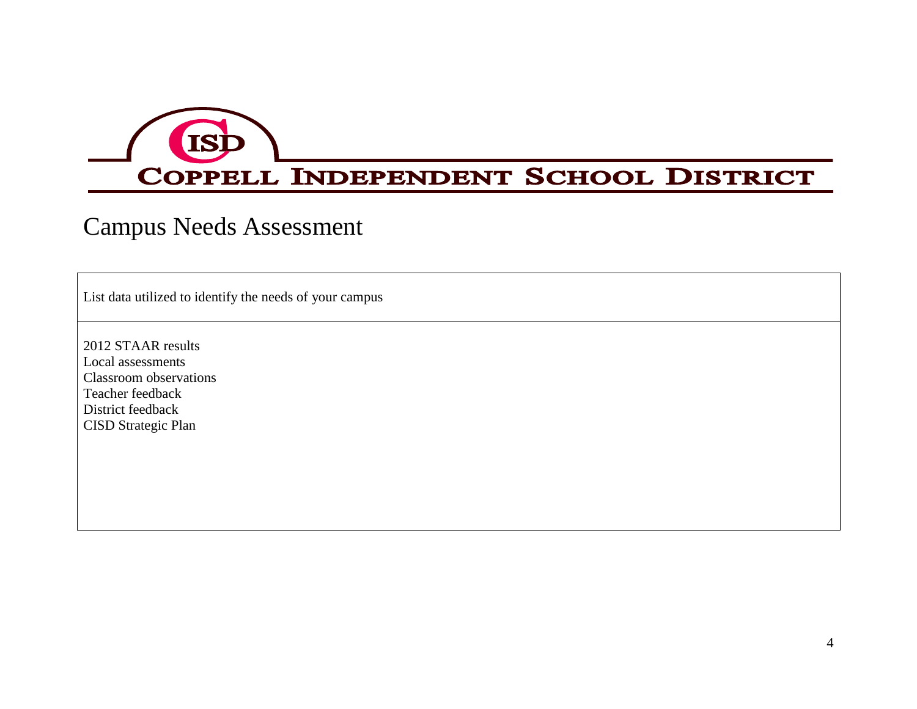# Coppell Independent School District

## Campus Needs Assessment

| List data utilized to identify the needs of your campus |
|---|
| 2012 STAAR results<br>Local assessments<br>Classroom observations<br>Teacher feedback<br>District feedback<br>CISD Strategic Plan |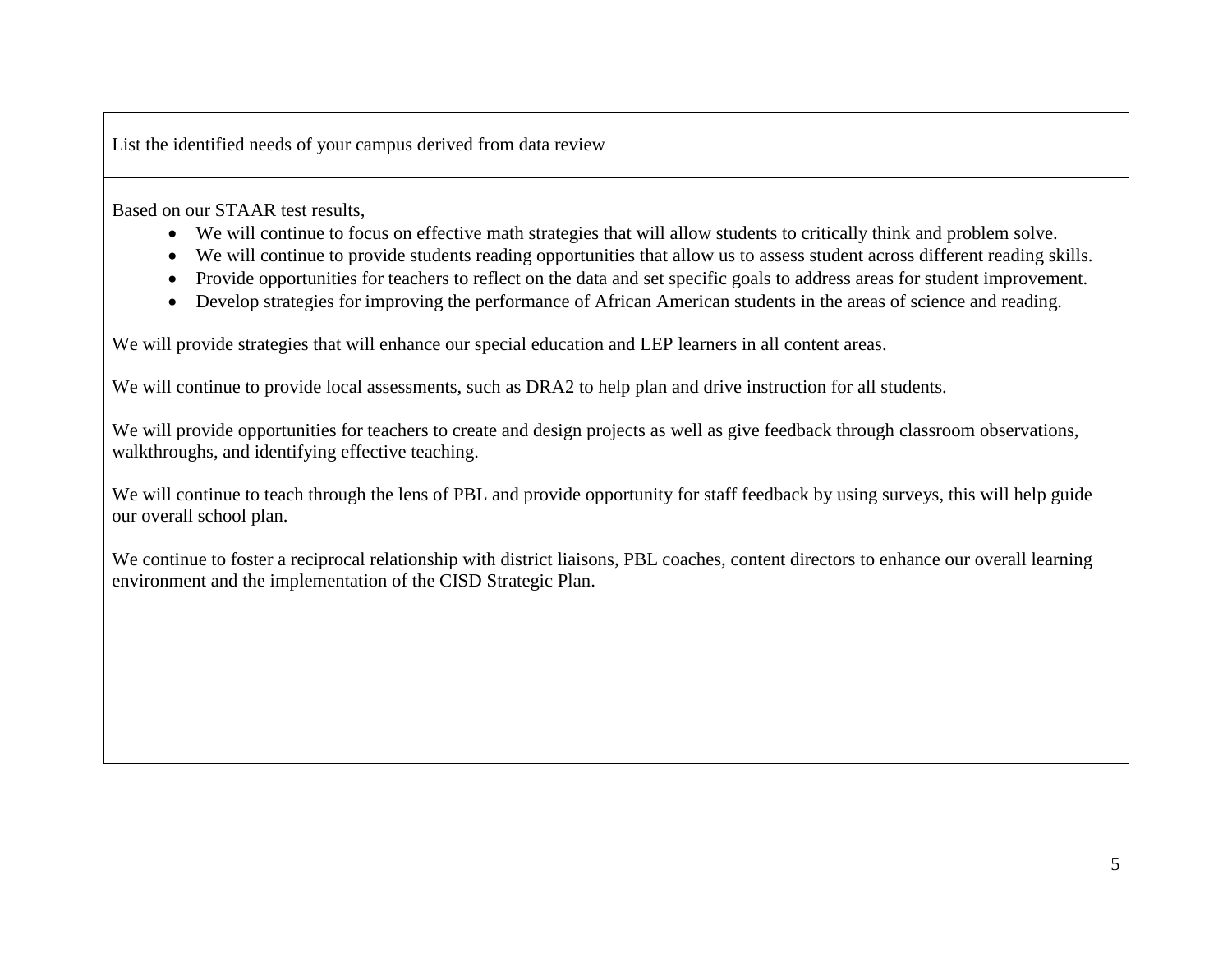| List the identified needs of your campus derived from data review |
| --- |
| Based on our STAAR test results,<br>• We will continue to focus on effective math strategies that will allow students to critically think and problem solve.<br>• We will continue to provide students reading opportunities that allow us to assess student across different reading skills.<br>• Provide opportunities for teachers to reflect on the data and set specific goals to address areas for student improvement.<br>• Develop strategies for improving the performance of African American students in the areas of science and reading.<br><br>We will provide strategies that will enhance our special education and LEP learners in all content areas.<br><br>We will continue to provide local assessments, such as DRA2 to help plan and drive instruction for all students.<br><br>We will provide opportunities for teachers to create and design projects as well as give feedback through classroom observations, walkthroughs, and identifying effective teaching.<br><br>We will continue to teach through the lens of PBL and provide opportunity for staff feedback by using surveys, this will help guide our overall school plan.<br><br>We continue to foster a reciprocal relationship with district liaisons, PBL coaches, content directors to enhance our overall learning environment and the implementation of the CISD Strategic Plan. |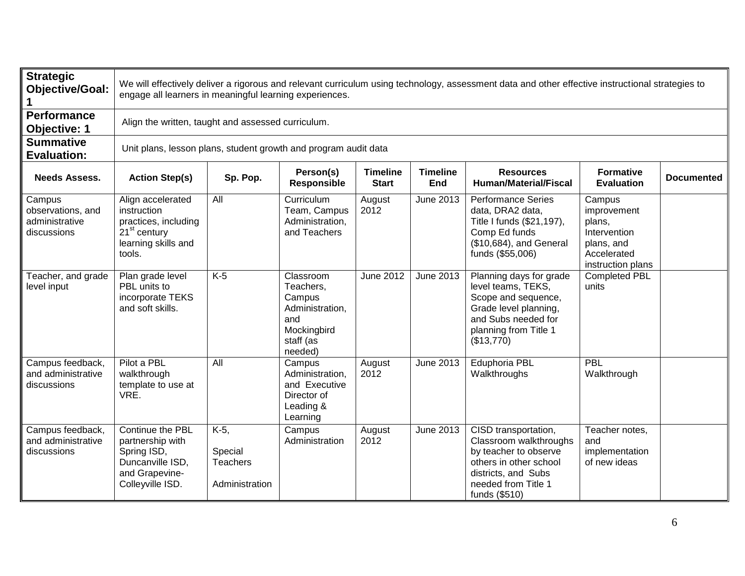| **Strategic Objective/Goal: 1** | We will effectively deliver a rigorous and relevant curriculum using technology, assessment data and other effective instructional strategies to engage all learners in meaningful learning experiences. | | | | | | | |
|---|---|---|---|---|---|---|---|---|
| **Performance Objective: 1** | Align the written, taught and assessed curriculum. | | | | | | | |
| **Summative Evaluation:** | Unit plans, lesson plans, student growth and program audit data | | | | | | | |
| **Needs Assess.** | **Action Step(s)** | **Sp. Pop.** | **Person(s) Responsible** | **Timeline Start** | **Timeline End** | **Resources Human/Material/Fiscal** | **Formative Evaluation** | **Documented** |
| Campus observations, and administrative discussions | Align accelerated instruction practices, including 21st century learning skills and tools. | All | Curriculum Team, Campus Administration, and Teachers | August 2012 | June 2013 | Performance Series data, DRA2 data, Title I funds ($21,197), Comp Ed funds ($10,684), and General funds ($55,006) | Campus improvement plans, Intervention plans, and Accelerated instruction plans | |
| Teacher, and grade level input | Plan grade level PBL units to incorporate TEKS and soft skills. | K-5 | Classroom Teachers, Campus Administration, and Mockingbird staff (as needed) | June 2012 | June 2013 | Planning days for grade level teams, TEKS, Scope and sequence, Grade level planning, and Subs needed for planning from Title 1 ($13,770) | Completed PBL units | |
| Campus feedback, and administrative discussions | Pilot a PBL walkthrough template to use at VRE. | All | Campus Administration, and Executive Director of Leading & Learning | August 2012 | June 2013 | Eduphoria PBL Walkthroughs | PBL Walkthrough | |
| Campus feedback, and administrative discussions | Continue the PBL partnership with Spring ISD, Duncanville ISD, and Grapevine-Colleyville ISD. | K-5, Special Teachers Administration | Campus Administration | August 2012 | June 2013 | CISD transportation, Classroom walkthroughs by teacher to observe others in other school districts, and Subs needed from Title 1 funds ($510) | Teacher notes, and implementation of new ideas | |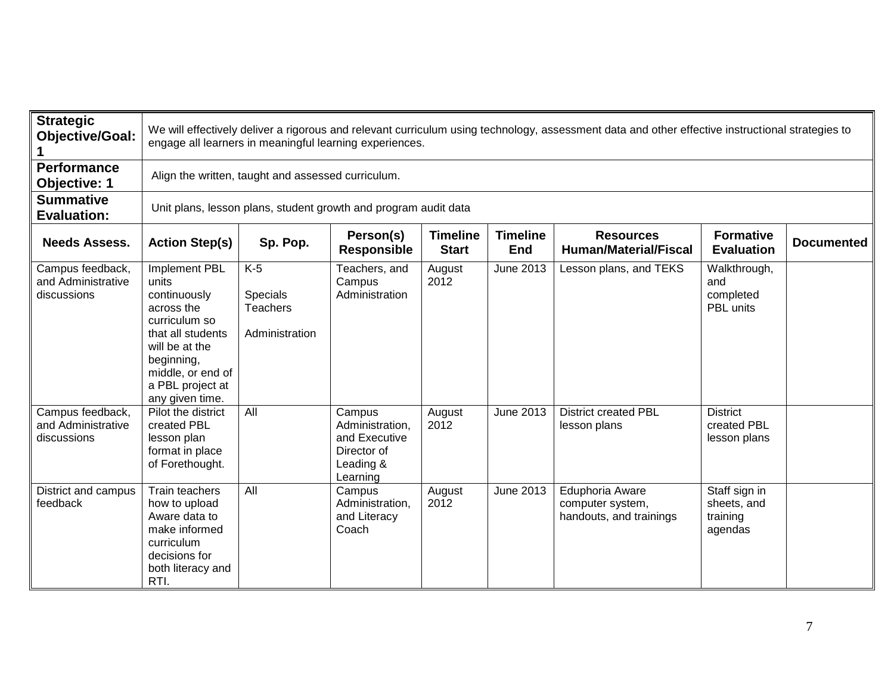| **Strategic Objective/Goal: 1** | We will effectively deliver a rigorous and relevant curriculum using technology, assessment data and other effective instructional strategies to engage all learners in meaningful learning experiences. | | | | | | | |
|---|---|---|---|---|---|---|---|---|
| **Performance Objective: 1** | Align the written, taught and assessed curriculum. | | | | | | | |
| **Summative Evaluation:** | Unit plans, lesson plans, student growth and program audit data | | | | | | | |
| **Needs Assess.** | **Action Step(s)** | **Sp. Pop.** | **Person(s) Responsible** | **Timeline Start** | **Timeline End** | **Resources Human/Material/Fiscal** | **Formative Evaluation** | **Documented** |
| Campus feedback, and Administrative discussions | Implement PBL units continuously across the curriculum so that all students will be at the beginning, middle, or end of a PBL project at any given time. | K-5<br><br>Specials Teachers<br><br>Administration | Teachers, and Campus Administration | August 2012 | June 2013 | Lesson plans, and TEKS | Walkthrough, and completed PBL units | |
| Campus feedback, and Administrative discussions | Pilot the district created PBL lesson plan format in place of Forethought. | All | Campus Administration, and Executive Director of Leading & Learning | August 2012 | June 2013 | District created PBL lesson plans | District created PBL lesson plans | |
| District and campus feedback | Train teachers how to upload Aware data to make informed curriculum decisions for both literacy and RTI. | All | Campus Administration, and Literacy Coach | August 2012 | June 2013 | Eduphoria Aware computer system, handouts, and trainings | Staff sign in sheets, and training agendas | |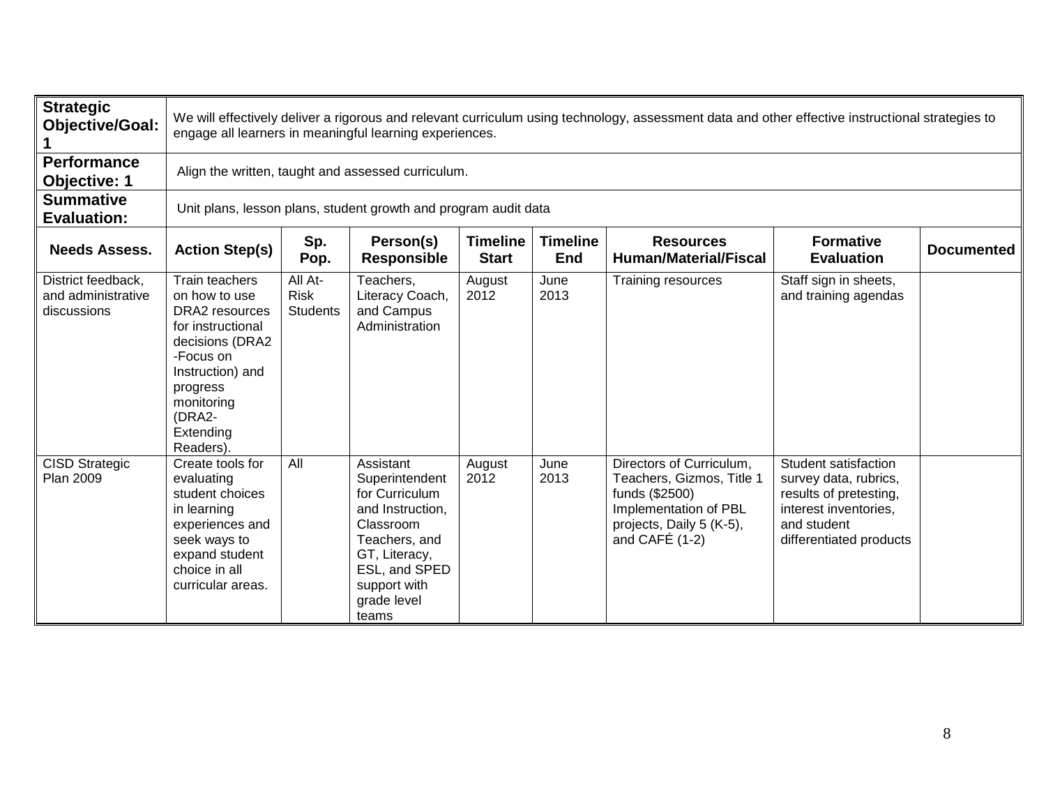| **Strategic Objective/Goal: 1** | We will effectively deliver a rigorous and relevant curriculum using technology, assessment data and other effective instructional strategies to engage all learners in meaningful learning experiences. | | | | | | | |
|---|---|---|---|---|---|---|---|---|
| **Performance Objective: 1** | Align the written, taught and assessed curriculum. | | | | | | | |
| **Summative Evaluation:** | Unit plans, lesson plans, student growth and program audit data | | | | | | | |
| **Needs Assess.** | **Action Step(s)** | **Sp. Pop.** | **Person(s) Responsible** | **Timeline Start** | **Timeline End** | **Resources Human/Material/Fiscal** | **Formative Evaluation** | **Documented** |
| District feedback, and administrative discussions | Train teachers on how to use DRA2 resources for instructional decisions (DRA2 -Focus on Instruction) and progress monitoring (DRA2- Extending Readers). | All At-Risk Students | Teachers, Literacy Coach, and Campus Administration | August 2012 | June 2013 | Training resources | Staff sign in sheets, and training agendas | |
| CISD Strategic Plan 2009 | Create tools for evaluating student choices in learning experiences and seek ways to expand student choice in all curricular areas. | All | Assistant Superintendent for Curriculum and Instruction, Classroom Teachers, and GT, Literacy, ESL, and SPED support with grade level teams | August 2012 | June 2013 | Directors of Curriculum, Teachers, Gizmos, Title 1 funds ($2500) Implementation of PBL projects, Daily 5 (K-5), and CAFÉ (1-2) | Student satisfaction survey data, rubrics, results of pretesting, interest inventories, and student differentiated products | |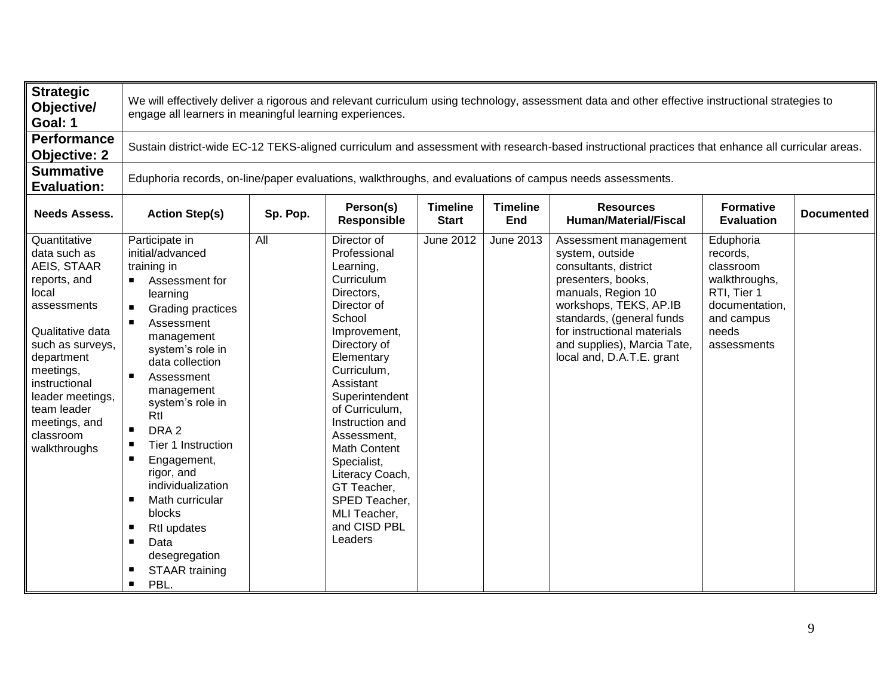| **Strategic Objective/ Goal: 1** | We will effectively deliver a rigorous and relevant curriculum using technology, assessment data and other effective instructional strategies to engage all learners in meaningful learning experiences. | | | | | | | |
|---|---|---|---|---|---|---|---|---|
| **Performance Objective: 2** | Sustain district-wide EC-12 TEKS-aligned curriculum and assessment with research-based instructional practices that enhance all curricular areas. | | | | | | | |
| **Summative Evaluation:** | Eduphoria records, on-line/paper evaluations, walkthroughs, and evaluations of campus needs assessments. | | | | | | | |
| **Needs Assess.** | **Action Step(s)** | **Sp. Pop.** | **Person(s) Responsible** | **Timeline Start** | **Timeline End** | **Resources Human/Material/Fiscal** | **Formative Evaluation** | **Documented** |
| Quantitative data such as AEIS, STAAR reports, and local assessments<br><br>Qualitative data such as surveys, department meetings, instructional leader meetings, team leader meetings, and classroom walkthroughs | Participate in initial/advanced training in<br>▪ Assessment for learning<br>▪ Grading practices<br>▪ Assessment management system's role in data collection<br>▪ Assessment management system's role in RtI<br>▪ DRA 2<br>▪ Tier 1 Instruction<br>▪ Engagement, rigor, and individualization<br>▪ Math curricular blocks<br>▪ RtI updates<br>▪ Data desegregation<br>▪ STAAR training<br>▪ PBL. | All | Director of Professional Learning, Curriculum Directors, Director of School Improvement, Directory of Elementary Curriculum, Assistant Superintendent of Curriculum, Instruction and Assessment, Math Content Specialist, Literacy Coach, GT Teacher, SPED Teacher, MLI Teacher, and CISD PBL Leaders | June 2012 | June 2013 | Assessment management system, outside consultants, district presenters, books, manuals, Region 10 workshops, TEKS, AP.IB standards, (general funds for instructional materials and supplies), Marcia Tate, local and, D.A.T.E. grant | Eduphoria records, classroom walkthroughs, RTI, Tier 1 documentation, and campus needs assessments | |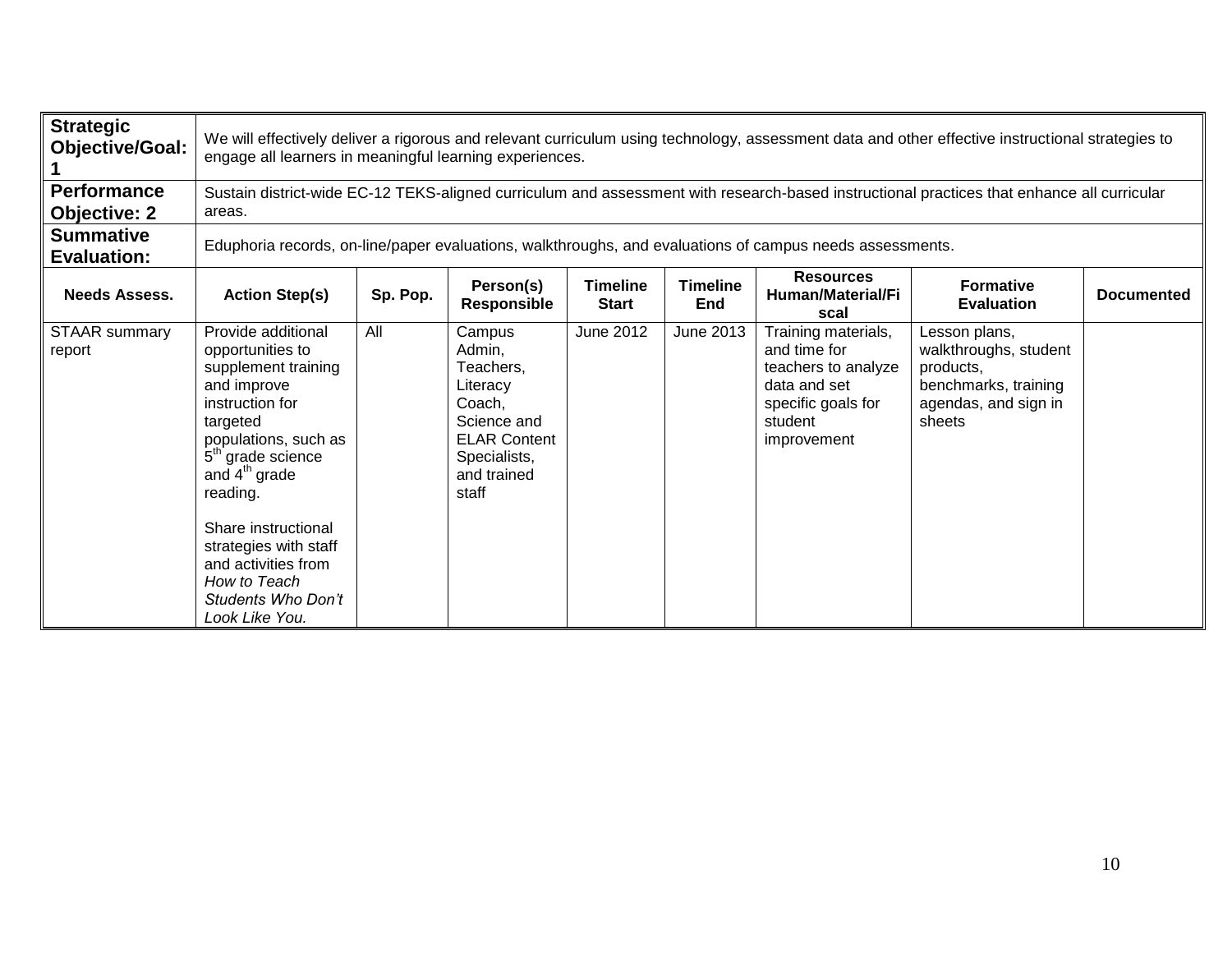| **Strategic Objective/Goal: 1** | We will effectively deliver a rigorous and relevant curriculum using technology, assessment data and other effective instructional strategies to engage all learners in meaningful learning experiences. | | | | | | | |
|---|---|---|---|---|---|---|---|---|
| **Performance Objective: 2** | Sustain district-wide EC-12 TEKS-aligned curriculum and assessment with research-based instructional practices that enhance all curricular areas. | | | | | | | |
| **Summative Evaluation:** | Eduphoria records, on-line/paper evaluations, walkthroughs, and evaluations of campus needs assessments. | | | | | | | |
| **Needs Assess.** | **Action Step(s)** | **Sp. Pop.** | **Person(s) Responsible** | **Timeline Start** | **Timeline End** | **Resources Human/Material/Fiscal** | **Formative Evaluation** | **Documented** |
| STAAR summary report | Provide additional opportunities to supplement training and improve instruction for targeted populations, such as 5th grade science and 4th grade reading.<br><br>Share instructional strategies with staff and activities from *How to Teach Students Who Don't Look Like You.* | All | Campus Admin, Teachers, Literacy Coach, Science and ELAR Content Specialists, and trained staff | June 2012 | June 2013 | Training materials, and time for teachers to analyze data and set specific goals for student improvement | Lesson plans, walkthroughs, student products, benchmarks, training agendas, and sign in sheets | |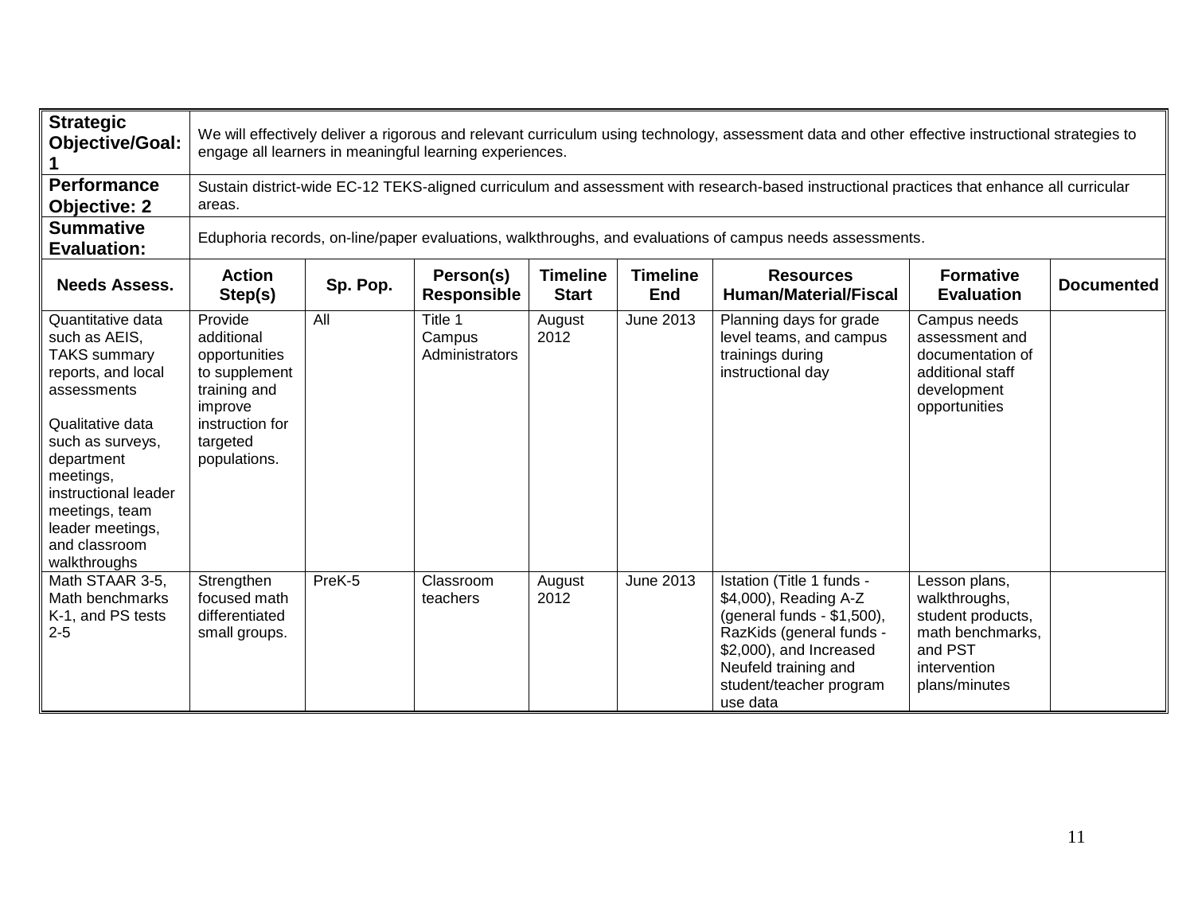| **Strategic Objective/Goal: 1** | We will effectively deliver a rigorous and relevant curriculum using technology, assessment data and other effective instructional strategies to engage all learners in meaningful learning experiences. | | | | | | | |
|---|---|---|---|---|---|---|---|---|
| **Performance Objective: 2** | Sustain district-wide EC-12 TEKS-aligned curriculum and assessment with research-based instructional practices that enhance all curricular areas. | | | | | | | |
| **Summative Evaluation:** | Eduphoria records, on-line/paper evaluations, walkthroughs, and evaluations of campus needs assessments. | | | | | | | |
| **Needs Assess.** | **Action Step(s)** | **Sp. Pop.** | **Person(s) Responsible** | **Timeline Start** | **Timeline End** | **Resources Human/Material/Fiscal** | **Formative Evaluation** | **Documented** |
| Quantitative data such as AEIS, TAKS summary reports, and local assessments<br><br>Qualitative data such as surveys, department meetings, instructional leader meetings, team leader meetings, and classroom walkthroughs | Provide additional opportunities to supplement training and improve instruction for targeted populations. | All | Title 1 Campus Administrators | August 2012 | June 2013 | Planning days for grade level teams, and campus trainings during instructional day | Campus needs assessment and documentation of additional staff development opportunities | |
| Math STAAR 3-5, Math benchmarks K-1, and PS tests 2-5 | Strengthen focused math differentiated small groups. | PreK-5 | Classroom teachers | August 2012 | June 2013 | Istation (Title 1 funds - $4,000), Reading A-Z (general funds - $1,500), RazKids (general funds - $2,000), and Increased Neufeld training and student/teacher program use data | Lesson plans, walkthroughs, student products, math benchmarks, and PST intervention plans/minutes | |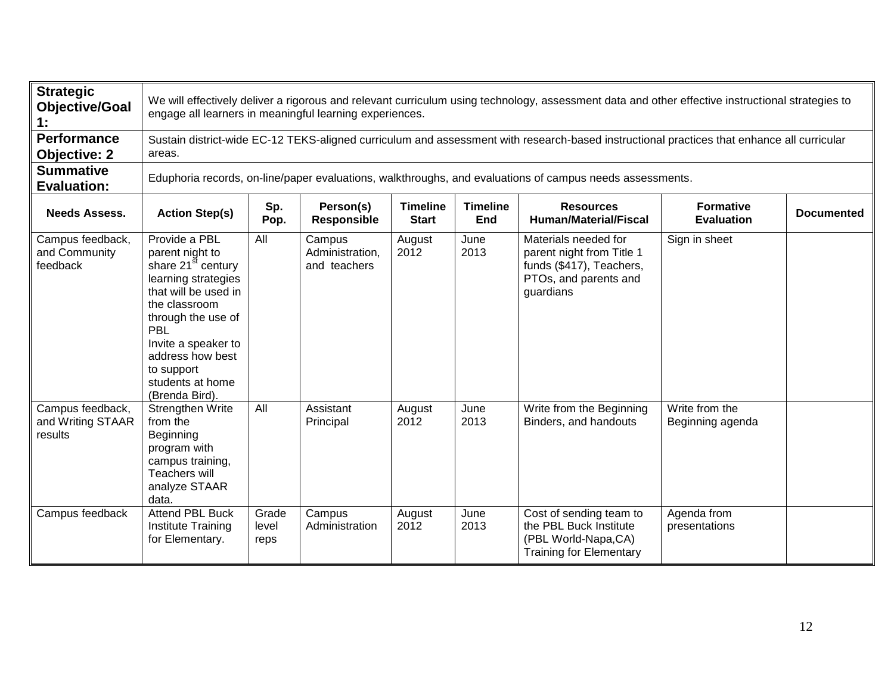| **Strategic Objective/Goal 1:** | We will effectively deliver a rigorous and relevant curriculum using technology, assessment data and other effective instructional strategies to engage all learners in meaningful learning experiences. | | | | | | | |
|---|---|---|---|---|---|---|---|---|
| **Performance Objective: 2** | Sustain district-wide EC-12 TEKS-aligned curriculum and assessment with research-based instructional practices that enhance all curricular areas. | | | | | | | |
| **Summative Evaluation:** | Eduphoria records, on-line/paper evaluations, walkthroughs, and evaluations of campus needs assessments. | | | | | | | |
| **Needs Assess.** | **Action Step(s)** | **Sp. Pop.** | **Person(s) Responsible** | **Timeline Start** | **Timeline End** | **Resources Human/Material/Fiscal** | **Formative Evaluation** | **Documented** |
| Campus feedback, and Community feedback | Provide a PBL parent night to share 21st century learning strategies that will be used in the classroom through the use of PBL<br>Invite a speaker to address how best to support students at home (Brenda Bird). | All | Campus Administration, and teachers | August 2012 | June 2013 | Materials needed for parent night from Title 1 funds ($417), Teachers, PTOs, and parents and guardians | Sign in sheet | |
| Campus feedback, and Writing STAAR results | Strengthen Write from the Beginning program with campus training, Teachers will analyze STAAR data. | All | Assistant Principal | August 2012 | June 2013 | Write from the Beginning Binders, and handouts | Write from the Beginning agenda | |
| Campus feedback | Attend PBL Buck Institute Training for Elementary. | Grade level reps | Campus Administration | August 2012 | June 2013 | Cost of sending team to the PBL Buck Institute (PBL World-Napa,CA) Training for Elementary | Agenda from presentations | |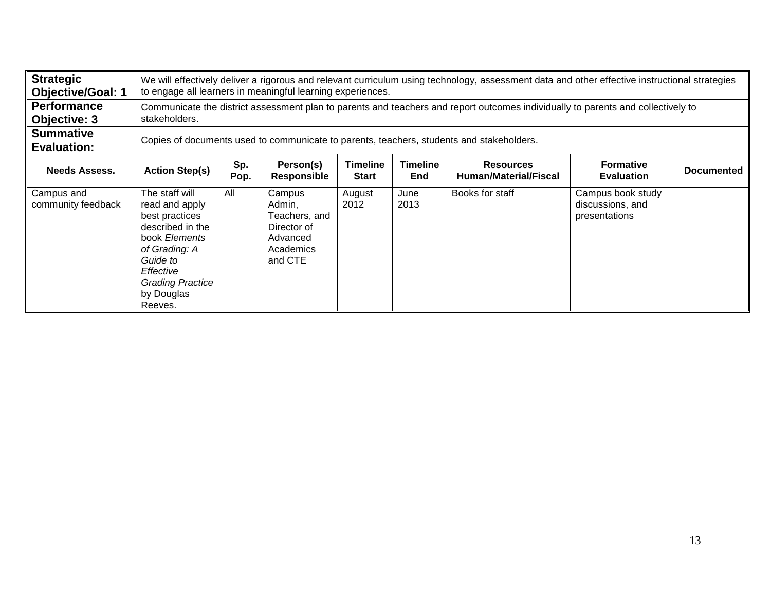| **Strategic Objective/Goal: 1** | We will effectively deliver a rigorous and relevant curriculum using technology, assessment data and other effective instructional strategies to engage all learners in meaningful learning experiences. | | | | | | | |
|---|---|---|---|---|---|---|---|---|
| **Performance Objective: 3** | Communicate the district assessment plan to parents and teachers and report outcomes individually to parents and collectively to stakeholders. | | | | | | | |
| **Summative Evaluation:** | Copies of documents used to communicate to parents, teachers, students and stakeholders. | | | | | | | |
| **Needs Assess.** | **Action Step(s)** | **Sp. Pop.** | **Person(s) Responsible** | **Timeline Start** | **Timeline End** | **Resources Human/Material/Fiscal** | **Formative Evaluation** | **Documented** |
| Campus and community feedback | The staff will read and apply best practices described in the book *Elements of Grading: A Guide to Effective Grading Practice* by Douglas Reeves. | All | Campus Admin, Teachers, and Director of Advanced Academics and CTE | August 2012 | June 2013 | Books for staff | Campus book study discussions, and presentations | |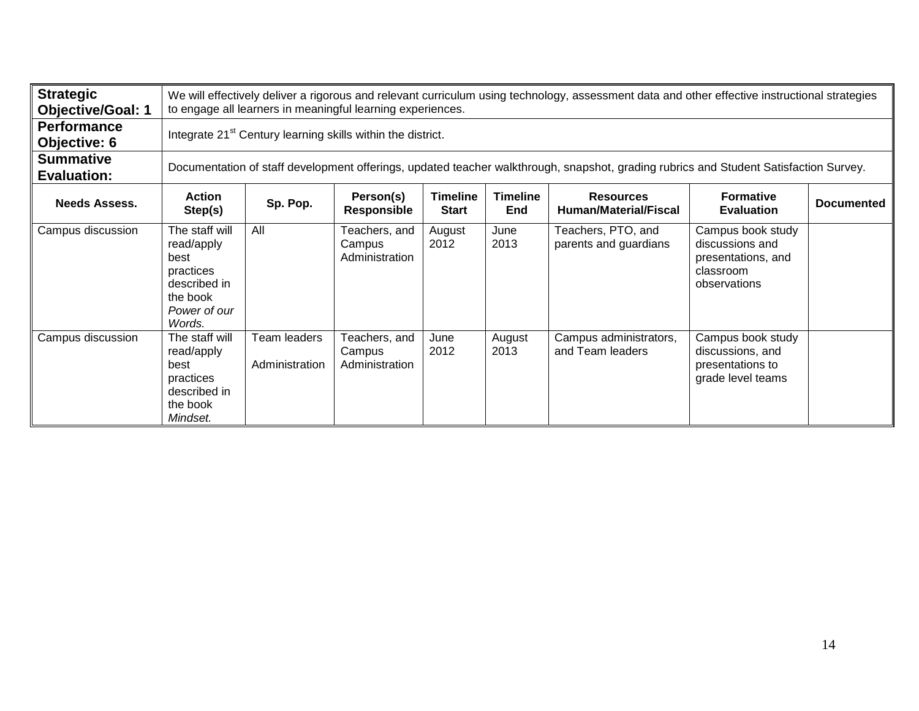| **Strategic Objective/Goal: 1** | We will effectively deliver a rigorous and relevant curriculum using technology, assessment data and other effective instructional strategies to engage all learners in meaningful learning experiences. | | | | | | | |
|---|---|---|---|---|---|---|---|---|
| **Performance Objective: 6** | Integrate 21st Century learning skills within the district. | | | | | | | |
| **Summative Evaluation:** | Documentation of staff development offerings, updated teacher walkthrough, snapshot, grading rubrics and Student Satisfaction Survey. | | | | | | | |
| **Needs Assess.** | **Action Step(s)** | **Sp. Pop.** | **Person(s) Responsible** | **Timeline Start** | **Timeline End** | **Resources Human/Material/Fiscal** | **Formative Evaluation** | **Documented** |
| Campus discussion | The staff will read/apply best practices described in the book *Power of our Words.* | All | Teachers, and Campus Administration | August 2012 | June 2013 | Teachers, PTO, and parents and guardians | Campus book study discussions and presentations, and classroom observations | |
| Campus discussion | The staff will read/apply best practices described in the book *Mindset.* | Team leaders Administration | Teachers, and Campus Administration | June 2012 | August 2013 | Campus administrators, and Team leaders | Campus book study discussions, and presentations to grade level teams | |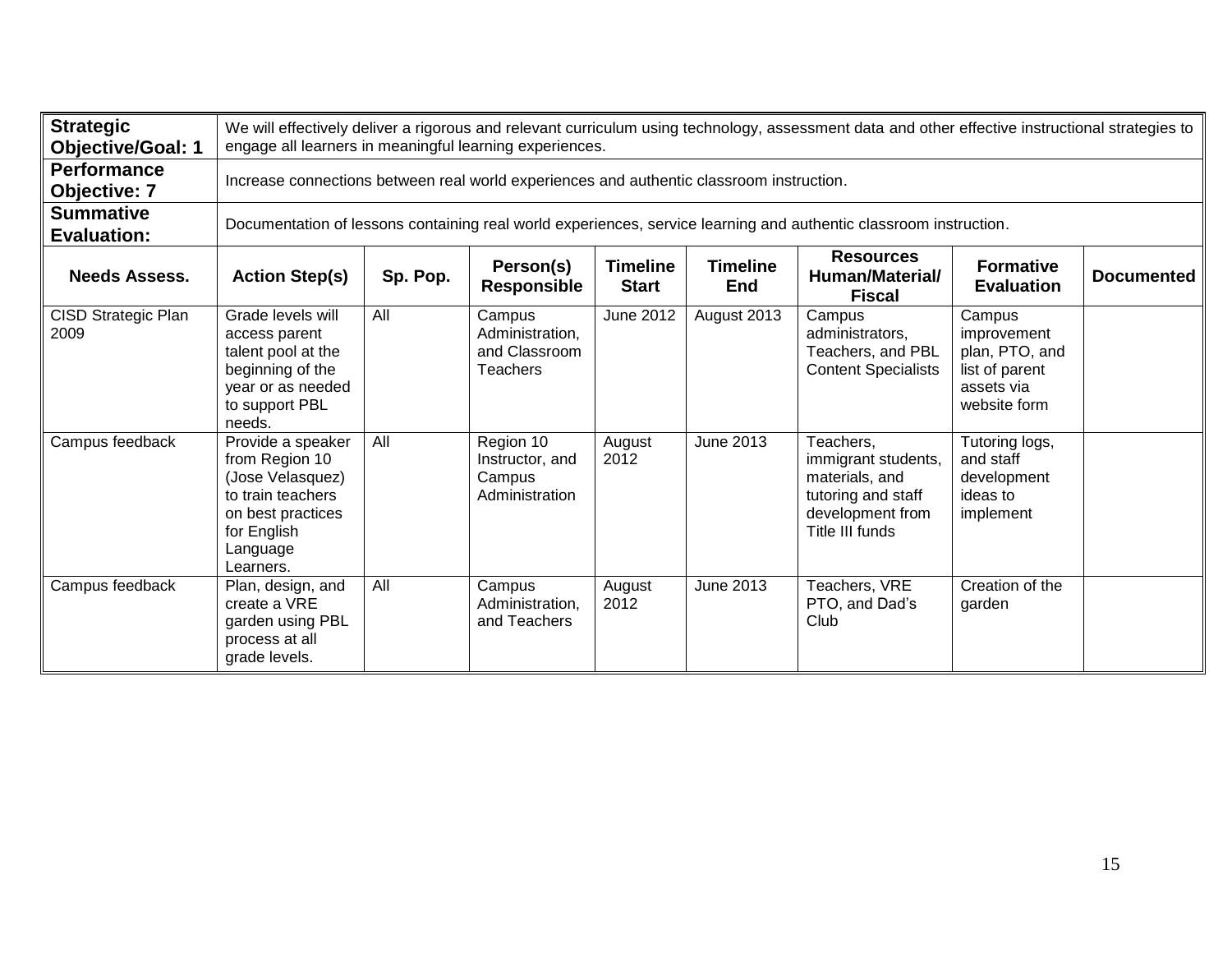| **Strategic Objective/Goal: 1** | We will effectively deliver a rigorous and relevant curriculum using technology, assessment data and other effective instructional strategies to engage all learners in meaningful learning experiences. | | | | | | | |
|---|---|---|---|---|---|---|---|---|
| **Performance Objective: 7** | Increase connections between real world experiences and authentic classroom instruction. | | | | | | | |
| **Summative Evaluation:** | Documentation of lessons containing real world experiences, service learning and authentic classroom instruction. | | | | | | | |
| **Needs Assess.** | **Action Step(s)** | **Sp. Pop.** | **Person(s) Responsible** | **Timeline Start** | **Timeline End** | **Resources Human/Material/ Fiscal** | **Formative Evaluation** | **Documented** |
| CISD Strategic Plan 2009 | Grade levels will access parent talent pool at the beginning of the year or as needed to support PBL needs. | All | Campus Administration, and Classroom Teachers | June 2012 | August 2013 | Campus administrators, Teachers, and PBL Content Specialists | Campus improvement plan, PTO, and list of parent assets via website form | |
| Campus feedback | Provide a speaker from Region 10 (Jose Velasquez) to train teachers on best practices for English Language Learners. | All | Region 10 Instructor, and Campus Administration | August 2012 | June 2013 | Teachers, immigrant students, materials, and tutoring and staff development from Title III funds | Tutoring logs, and staff development ideas to implement | |
| Campus feedback | Plan, design, and create a VRE garden using PBL process at all grade levels. | All | Campus Administration, and Teachers | August 2012 | June 2013 | Teachers, VRE PTO, and Dad's Club | Creation of the garden | |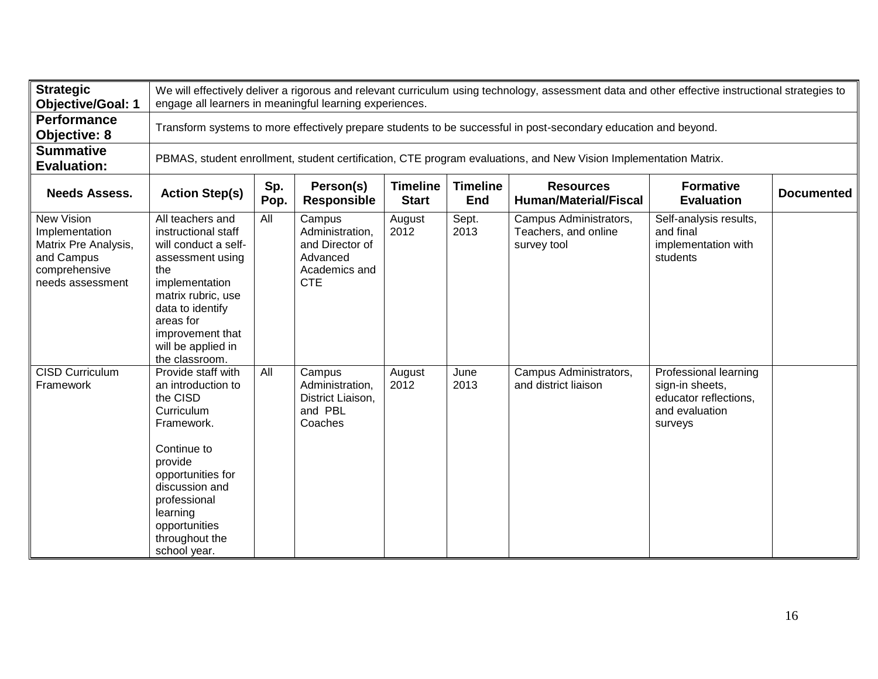| **Strategic Objective/Goal: 1** | We will effectively deliver a rigorous and relevant curriculum using technology, assessment data and other effective instructional strategies to engage all learners in meaningful learning experiences. | | | | | | | |
|---|---|---|---|---|---|---|---|---|
| **Performance Objective: 8** | Transform systems to more effectively prepare students to be successful in post-secondary education and beyond. | | | | | | | |
| **Summative Evaluation:** | PBMAS, student enrollment, student certification, CTE program evaluations, and New Vision Implementation Matrix. | | | | | | | |
| **Needs Assess.** | **Action Step(s)** | **Sp. Pop.** | **Person(s) Responsible** | **Timeline Start** | **Timeline End** | **Resources Human/Material/Fiscal** | **Formative Evaluation** | **Documented** |
| New Vision Implementation Matrix Pre Analysis, and Campus comprehensive needs assessment | All teachers and instructional staff will conduct a self-assessment using the implementation matrix rubric, use data to identify areas for improvement that will be applied in the classroom. | All | Campus Administration, and Director of Advanced Academics and CTE | August 2012 | Sept. 2013 | Campus Administrators, Teachers, and online survey tool | Self-analysis results, and final implementation with students | |
| CISD Curriculum Framework | Provide staff with an introduction to the CISD Curriculum Framework.<br><br>Continue to provide opportunities for discussion and professional learning opportunities throughout the school year. | All | Campus Administration, District Liaison, and PBL Coaches | August 2012 | June 2013 | Campus Administrators, and district liaison | Professional learning sign-in sheets, educator reflections, and evaluation surveys | |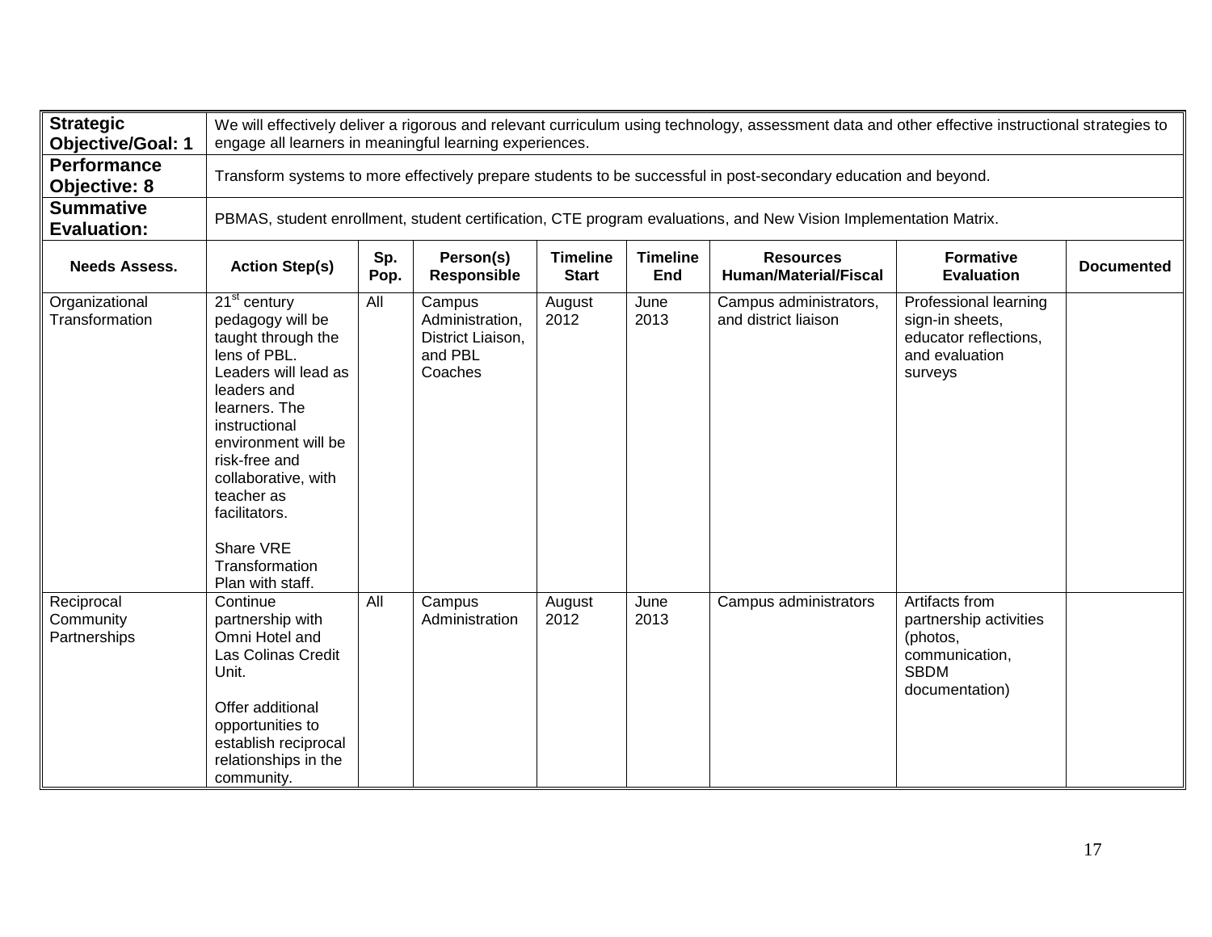| **Strategic Objective/Goal: 1** | We will effectively deliver a rigorous and relevant curriculum using technology, assessment data and other effective instructional strategies to engage all learners in meaningful learning experiences. | | | | | | | |
|---|---|---|---|---|---|---|---|---|
| **Performance Objective: 8** | Transform systems to more effectively prepare students to be successful in post-secondary education and beyond. | | | | | | | |
| **Summative Evaluation:** | PBMAS, student enrollment, student certification, CTE program evaluations, and New Vision Implementation Matrix. | | | | | | | |
| **Needs Assess.** | **Action Step(s)** | **Sp. Pop.** | **Person(s) Responsible** | **Timeline Start** | **Timeline End** | **Resources Human/Material/Fiscal** | **Formative Evaluation** | **Documented** |
| Organizational Transformation | 21st century pedagogy will be taught through the lens of PBL. Leaders will lead as leaders and learners. The instructional environment will be risk-free and collaborative, with teacher as facilitators.<br><br>Share VRE Transformation Plan with staff. | All | Campus Administration, District Liaison, and PBL Coaches | August 2012 | June 2013 | Campus administrators, and district liaison | Professional learning sign-in sheets, educator reflections, and evaluation surveys | |
| Reciprocal Community Partnerships | Continue partnership with Omni Hotel and Las Colinas Credit Unit.<br><br>Offer additional opportunities to establish reciprocal relationships in the community. | All | Campus Administration | August 2012 | June 2013 | Campus administrators | Artifacts from partnership activities (photos, communication, SBDM documentation) | |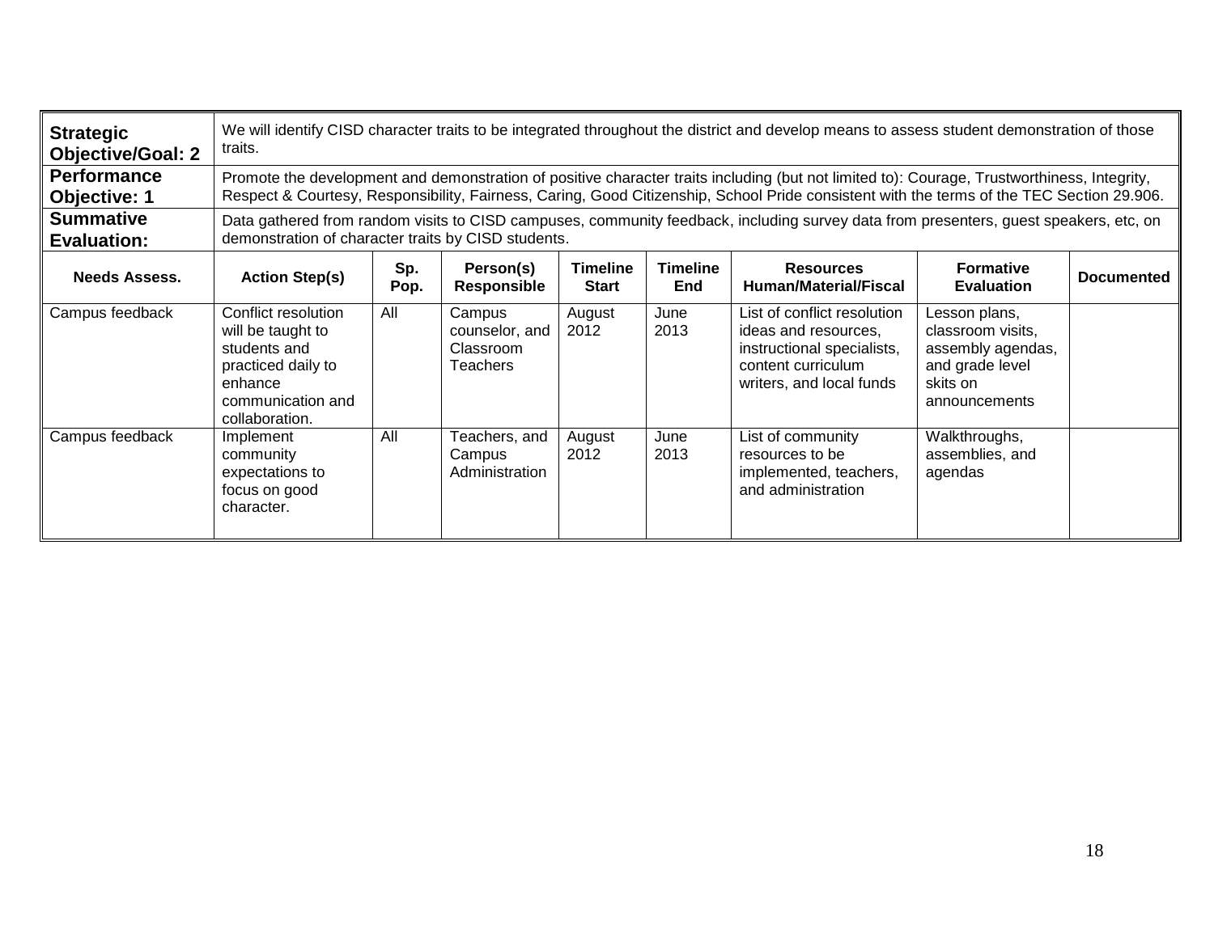| **Strategic Objective/Goal: 2** | We will identify CISD character traits to be integrated throughout the district and develop means to assess student demonstration of those traits. | | | | | | | |
|---|---|---|---|---|---|---|---|---|
| **Performance Objective: 1** | Promote the development and demonstration of positive character traits including (but not limited to): Courage, Trustworthiness, Integrity, Respect & Courtesy, Responsibility, Fairness, Caring, Good Citizenship, School Pride consistent with the terms of the TEC Section 29.906. | | | | | | | |
| **Summative Evaluation:** | Data gathered from random visits to CISD campuses, community feedback, including survey data from presenters, guest speakers, etc, on demonstration of character traits by CISD students. | | | | | | | |
| **Needs Assess.** | **Action Step(s)** | **Sp. Pop.** | **Person(s) Responsible** | **Timeline Start** | **Timeline End** | **Resources Human/Material/Fiscal** | **Formative Evaluation** | **Documented** |
| Campus feedback | Conflict resolution will be taught to students and practiced daily to enhance communication and collaboration. | All | Campus counselor, and Classroom Teachers | August 2012 | June 2013 | List of conflict resolution ideas and resources, instructional specialists, content curriculum writers, and local funds | Lesson plans, classroom visits, assembly agendas, and grade level skits on announcements | |
| Campus feedback | Implement community expectations to focus on good character. | All | Teachers, and Campus Administration | August 2012 | June 2013 | List of community resources to be implemented, teachers, and administration | Walkthroughs, assemblies, and agendas | |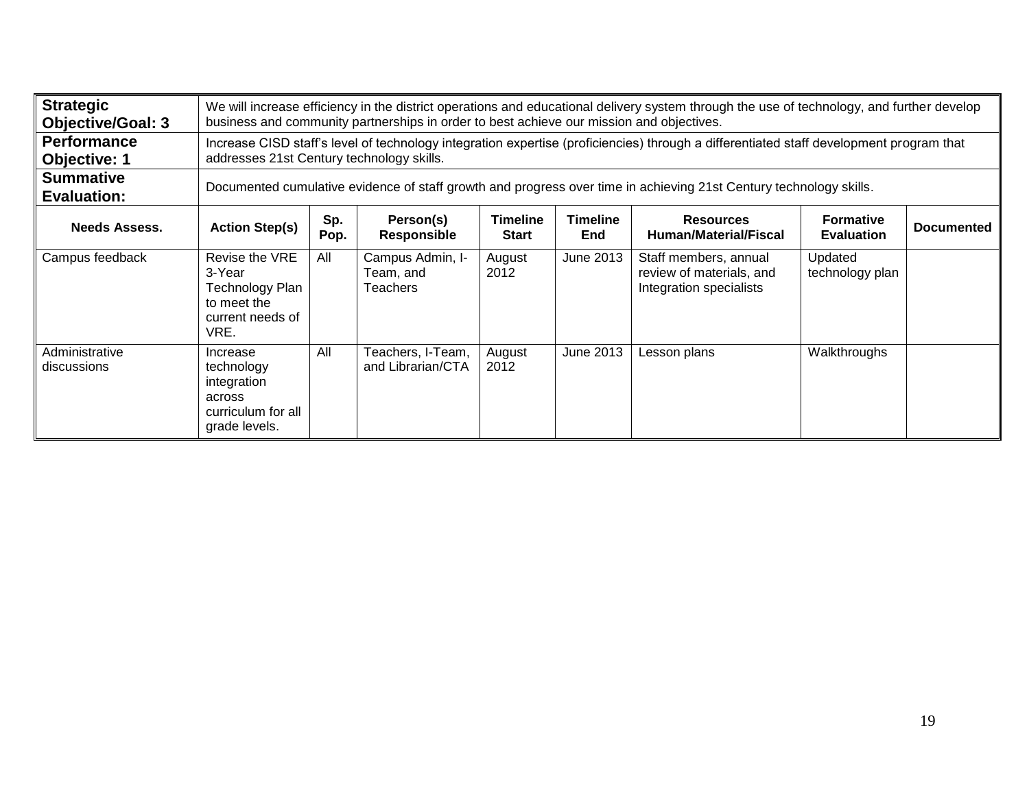| **Strategic Objective/Goal: 3** | We will increase efficiency in the district operations and educational delivery system through the use of technology, and further develop business and community partnerships in order to best achieve our mission and objectives. | | | | | | | |
|---|---|---|---|---|---|---|---|---|
| **Performance Objective: 1** | Increase CISD staff's level of technology integration expertise (proficiencies) through a differentiated staff development program that addresses 21st Century technology skills. | | | | | | | |
| **Summative Evaluation:** | Documented cumulative evidence of staff growth and progress over time in achieving 21st Century technology skills. | | | | | | | |
| **Needs Assess.** | **Action Step(s)** | **Sp. Pop.** | **Person(s) Responsible** | **Timeline Start** | **Timeline End** | **Resources Human/Material/Fiscal** | **Formative Evaluation** | **Documented** |
| Campus feedback | Revise the VRE 3-Year Technology Plan to meet the current needs of VRE. | All | Campus Admin, I-Team, and Teachers | August 2012 | June 2013 | Staff members, annual review of materials, and Integration specialists | Updated technology plan | |
| Administrative discussions | Increase technology integration across curriculum for all grade levels. | All | Teachers, I-Team, and Librarian/CTA | August 2012 | June 2013 | Lesson plans | Walkthroughs | |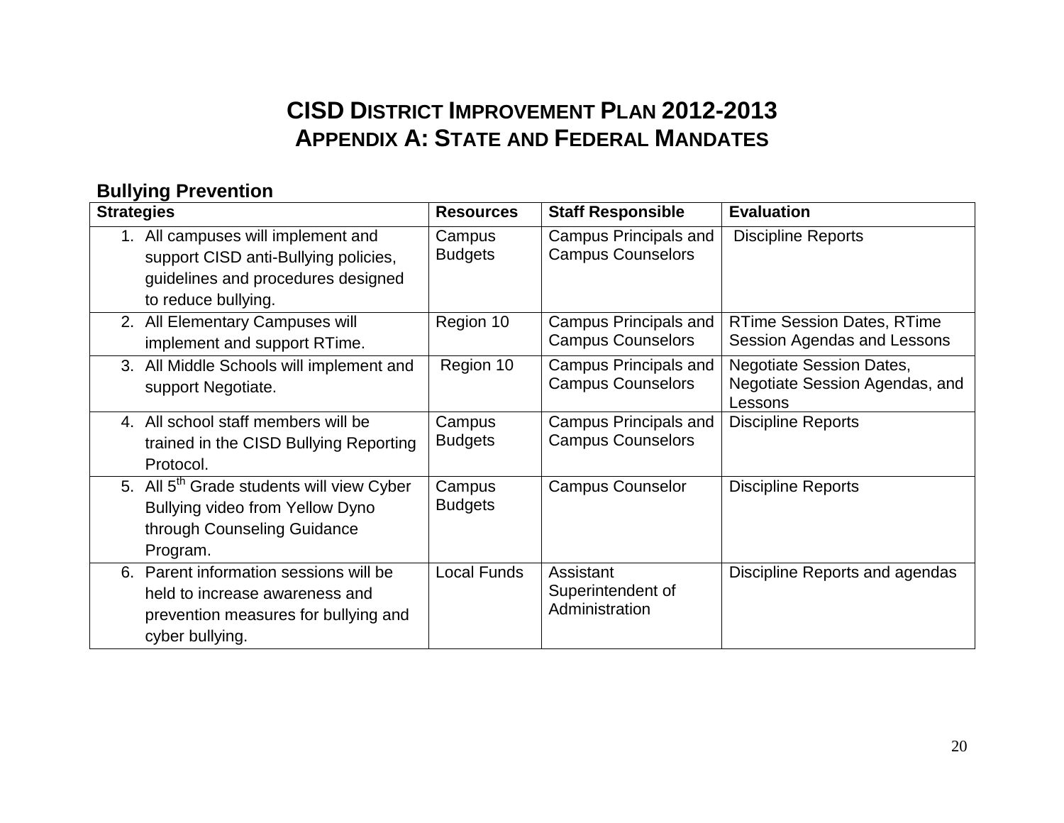# CISD District Improvement Plan 2012-2013
## Appendix A: State and Federal Mandates

### Bullying Prevention

| Strategies | Resources | Staff Responsible | Evaluation |
|---|---|---|---|
| 1. All campuses will implement and support CISD anti-Bullying policies, guidelines and procedures designed to reduce bullying. | Campus Budgets | Campus Principals and Campus Counselors | Discipline Reports |
| 2. All Elementary Campuses will implement and support RTime. | Region 10 | Campus Principals and Campus Counselors | RTime Session Dates, RTime Session Agendas and Lessons |
| 3. All Middle Schools will implement and support Negotiate. | Region 10 | Campus Principals and Campus Counselors | Negotiate Session Dates, Negotiate Session Agendas, and Lessons |
| 4. All school staff members will be trained in the CISD Bullying Reporting Protocol. | Campus Budgets | Campus Principals and Campus Counselors | Discipline Reports |
| 5. All 5th Grade students will view Cyber Bullying video from Yellow Dyno through Counseling Guidance Program. | Campus Budgets | Campus Counselor | Discipline Reports |
| 6. Parent information sessions will be held to increase awareness and prevention measures for bullying and cyber bullying. | Local Funds | Assistant Superintendent of Administration | Discipline Reports and agendas |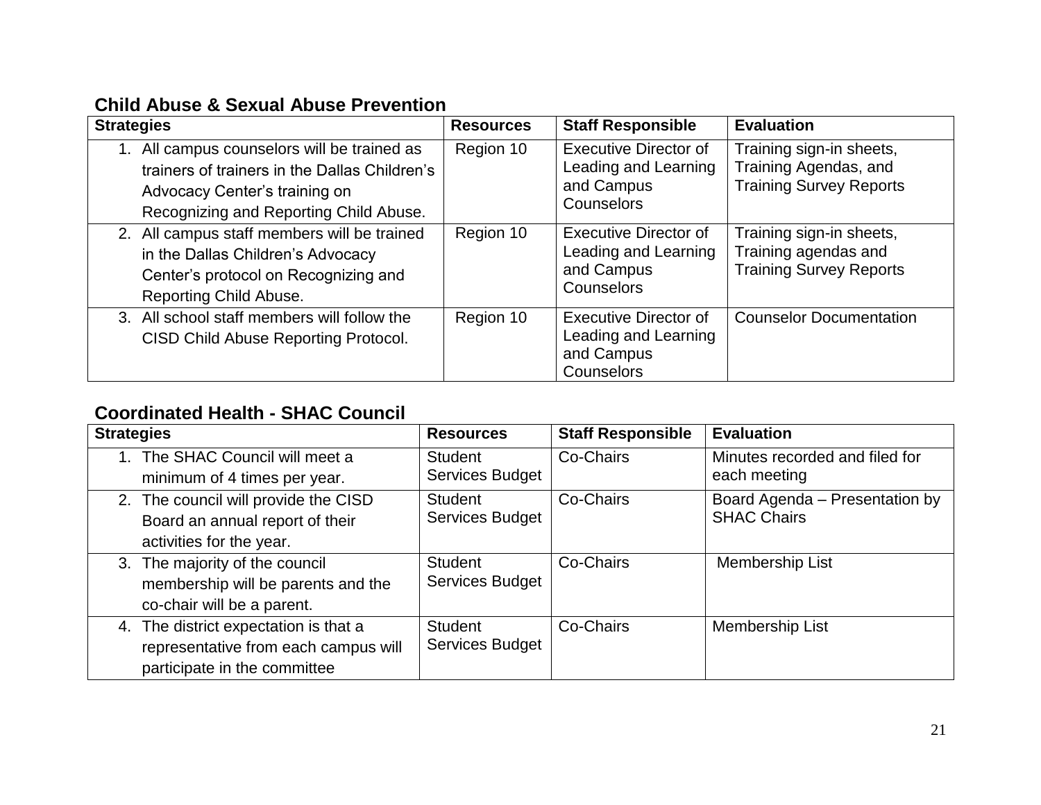## Child Abuse & Sexual Abuse Prevention

| Strategies | Resources | Staff Responsible | Evaluation |
|---|---|---|---|
| 1. All campus counselors will be trained as trainers of trainers in the Dallas Children's Advocacy Center's training on Recognizing and Reporting Child Abuse. | Region 10 | Executive Director of Leading and Learning and Campus Counselors | Training sign-in sheets, Training Agendas, and Training Survey Reports |
| 2. All campus staff members will be trained in the Dallas Children's Advocacy Center's protocol on Recognizing and Reporting Child Abuse. | Region 10 | Executive Director of Leading and Learning and Campus Counselors | Training sign-in sheets, Training agendas and Training Survey Reports |
| 3. All school staff members will follow the CISD Child Abuse Reporting Protocol. | Region 10 | Executive Director of Leading and Learning and Campus Counselors | Counselor Documentation |

## Coordinated Health - SHAC Council

| Strategies | Resources | Staff Responsible | Evaluation |
|---|---|---|---|
| 1. The SHAC Council will meet a minimum of 4 times per year. | Student Services Budget | Co-Chairs | Minutes recorded and filed for each meeting |
| 2. The council will provide the CISD Board an annual report of their activities for the year. | Student Services Budget | Co-Chairs | Board Agenda – Presentation by SHAC Chairs |
| 3. The majority of the council membership will be parents and the co-chair will be a parent. | Student Services Budget | Co-Chairs | Membership List |
| 4. The district expectation is that a representative from each campus will participate in the committee | Student Services Budget | Co-Chairs | Membership List |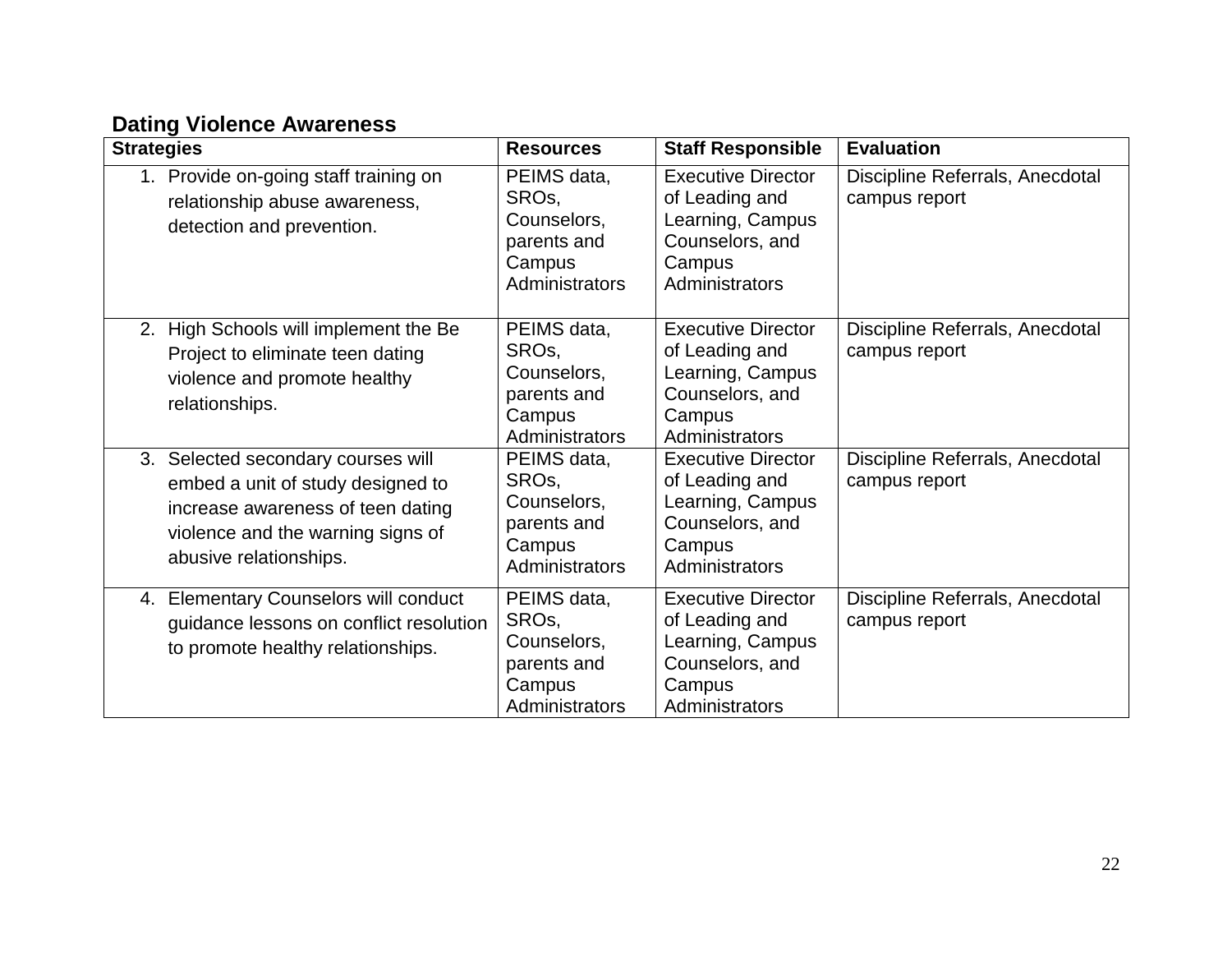## Dating Violence Awareness

| Strategies | Resources | Staff Responsible | Evaluation |
|---|---|---|---|
| 1. Provide on-going staff training on relationship abuse awareness, detection and prevention. | PEIMS data, SROs, Counselors, parents and Campus Administrators | Executive Director of Leading and Learning, Campus Counselors, and Campus Administrators | Discipline Referrals, Anecdotal campus report |
| 2. High Schools will implement the Be Project to eliminate teen dating violence and promote healthy relationships. | PEIMS data, SROs, Counselors, parents and Campus Administrators | Executive Director of Leading and Learning, Campus Counselors, and Campus Administrators | Discipline Referrals, Anecdotal campus report |
| 3. Selected secondary courses will embed a unit of study designed to increase awareness of teen dating violence and the warning signs of abusive relationships. | PEIMS data, SROs, Counselors, parents and Campus Administrators | Executive Director of Leading and Learning, Campus Counselors, and Campus Administrators | Discipline Referrals, Anecdotal campus report |
| 4. Elementary Counselors will conduct guidance lessons on conflict resolution to promote healthy relationships. | PEIMS data, SROs, Counselors, parents and Campus Administrators | Executive Director of Leading and Learning, Campus Counselors, and Campus Administrators | Discipline Referrals, Anecdotal campus report |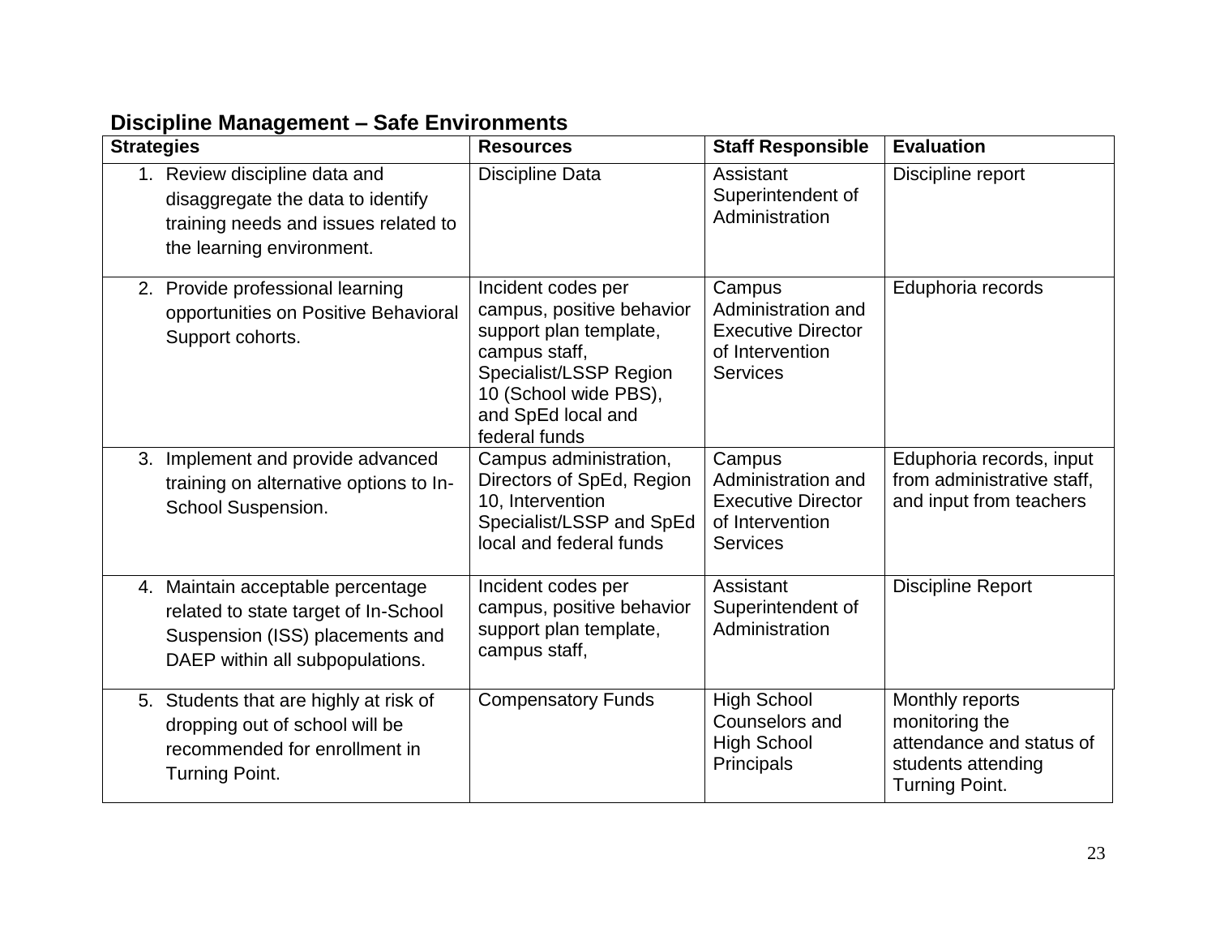## Discipline Management – Safe Environments

| Strategies | Resources | Staff Responsible | Evaluation |
|---|---|---|---|
| 1. Review discipline data and disaggregate the data to identify training needs and issues related to the learning environment. | Discipline Data | Assistant Superintendent of Administration | Discipline report |
| 2. Provide professional learning opportunities on Positive Behavioral Support cohorts. | Incident codes per campus, positive behavior support plan template, campus staff, Specialist/LSSP Region 10 (School wide PBS), and SpEd local and federal funds | Campus Administration and Executive Director of Intervention Services | Eduphoria records |
| 3. Implement and provide advanced training on alternative options to In-School Suspension. | Campus administration, Directors of SpEd, Region 10, Intervention Specialist/LSSP and SpEd local and federal funds | Campus Administration and Executive Director of Intervention Services | Eduphoria records, input from administrative staff, and input from teachers |
| 4. Maintain acceptable percentage related to state target of In-School Suspension (ISS) placements and DAEP within all subpopulations. | Incident codes per campus, positive behavior support plan template, campus staff, | Assistant Superintendent of Administration | Discipline Report |
| 5. Students that are highly at risk of dropping out of school will be recommended for enrollment in Turning Point. | Compensatory Funds | High School Counselors and High School Principals | Monthly reports monitoring the attendance and status of students attending Turning Point. |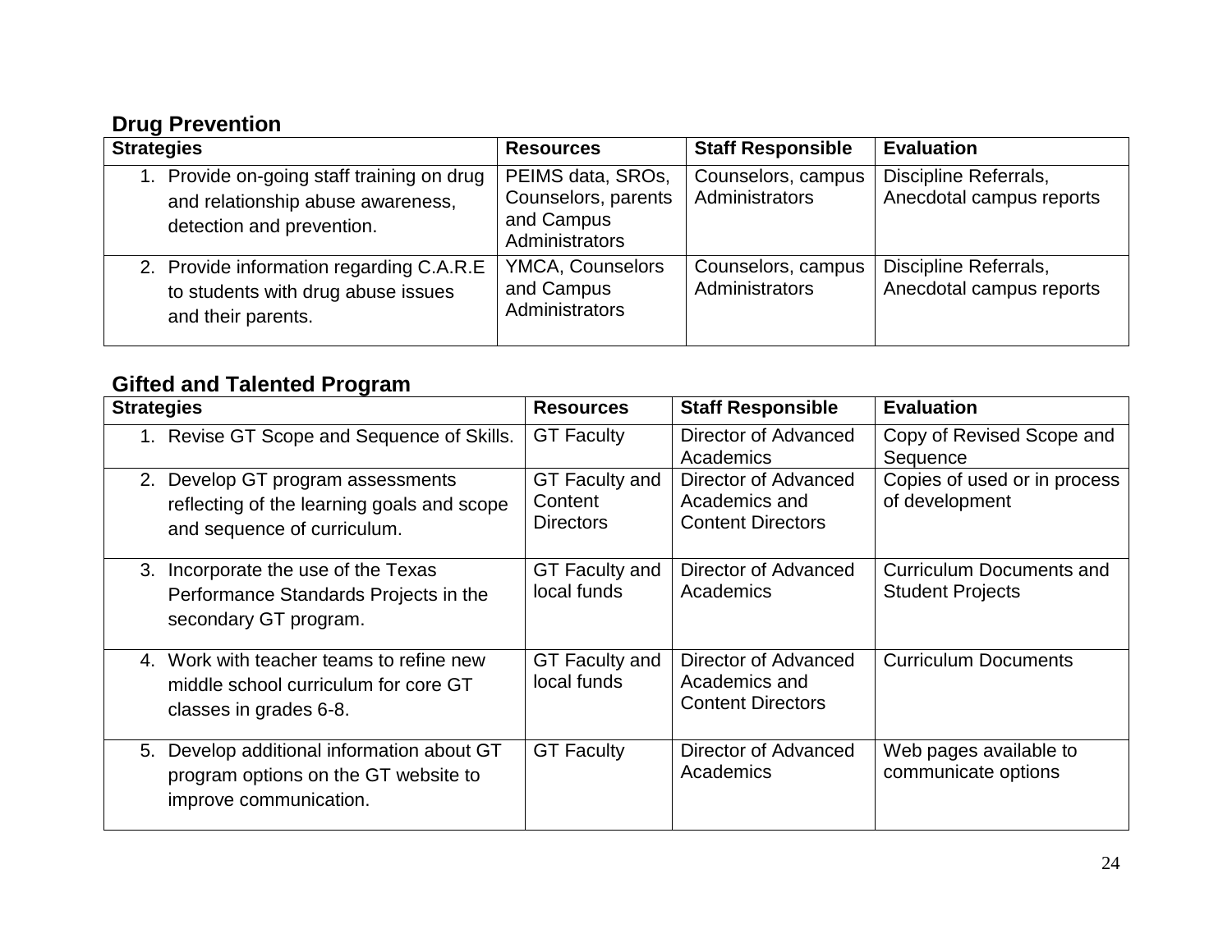## Drug Prevention

| Strategies | Resources | Staff Responsible | Evaluation |
|---|---|---|---|
| 1. Provide on-going staff training on drug and relationship abuse awareness, detection and prevention. | PEIMS data, SROs, Counselors, parents and Campus Administrators | Counselors, campus Administrators | Discipline Referrals, Anecdotal campus reports |
| 2. Provide information regarding C.A.R.E to students with drug abuse issues and their parents. | YMCA, Counselors and Campus Administrators | Counselors, campus Administrators | Discipline Referrals, Anecdotal campus reports |

## Gifted and Talented Program

| Strategies | Resources | Staff Responsible | Evaluation |
|---|---|---|---|
| 1. Revise GT Scope and Sequence of Skills. | GT Faculty | Director of Advanced Academics | Copy of Revised Scope and Sequence |
| 2. Develop GT program assessments reflecting of the learning goals and scope and sequence of curriculum. | GT Faculty and Content Directors | Director of Advanced Academics and Content Directors | Copies of used or in process of development |
| 3. Incorporate the use of the Texas Performance Standards Projects in the secondary GT program. | GT Faculty and local funds | Director of Advanced Academics | Curriculum Documents and Student Projects |
| 4. Work with teacher teams to refine new middle school curriculum for core GT classes in grades 6-8. | GT Faculty and local funds | Director of Advanced Academics and Content Directors | Curriculum Documents |
| 5. Develop additional information about GT program options on the GT website to improve communication. | GT Faculty | Director of Advanced Academics | Web pages available to communicate options |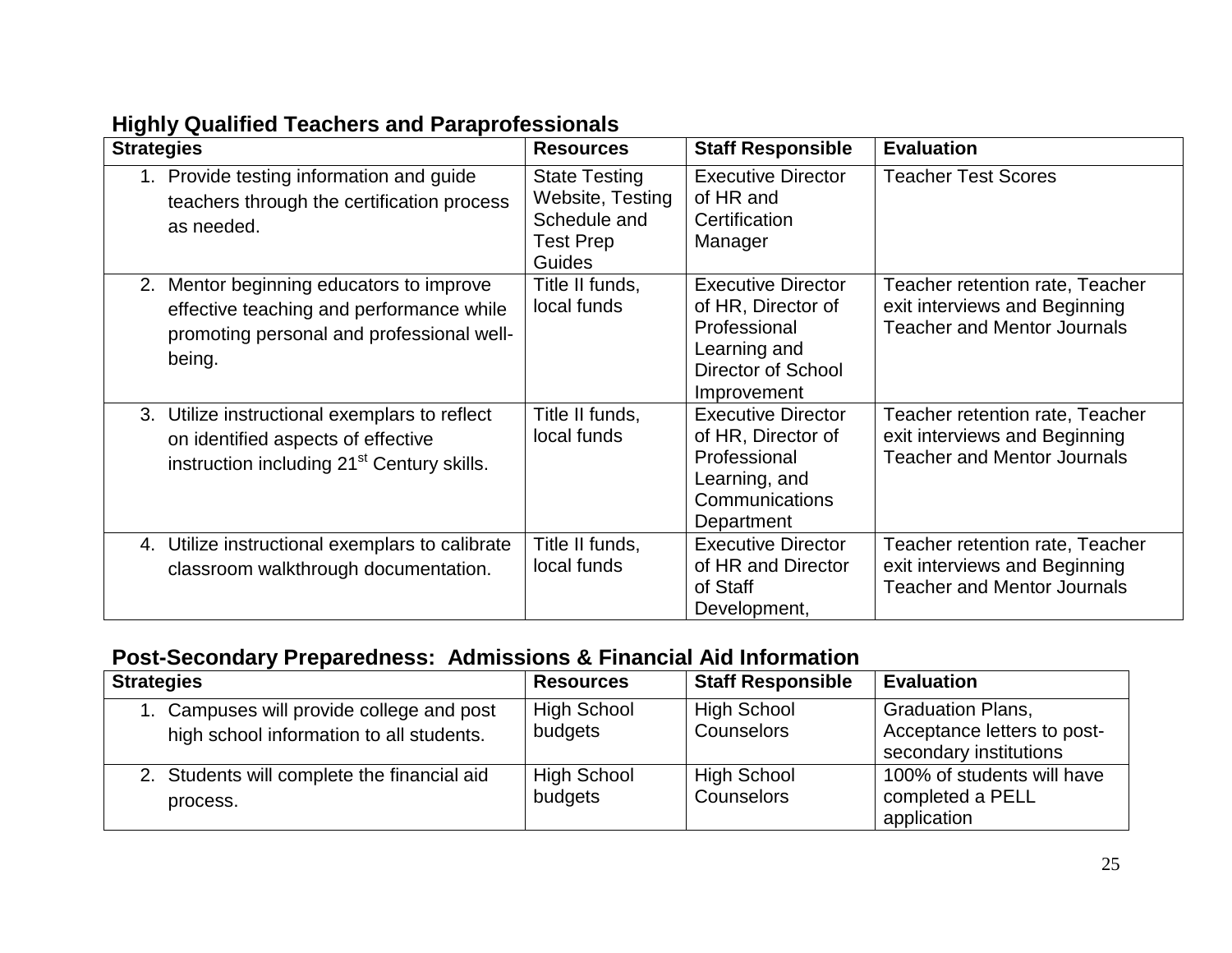## Highly Qualified Teachers and Paraprofessionals

| Strategies | Resources | Staff Responsible | Evaluation |
|---|---|---|---|
| 1. Provide testing information and guide teachers through the certification process as needed. | State Testing Website, Testing Schedule and Test Prep Guides | Executive Director of HR and Certification Manager | Teacher Test Scores |
| 2. Mentor beginning educators to improve effective teaching and performance while promoting personal and professional well-being. | Title II funds, local funds | Executive Director of HR, Director of Professional Learning and Director of School Improvement | Teacher retention rate, Teacher exit interviews and Beginning Teacher and Mentor Journals |
| 3. Utilize instructional exemplars to reflect on identified aspects of effective instruction including 21st Century skills. | Title II funds, local funds | Executive Director of HR, Director of Professional Learning, and Communications Department | Teacher retention rate, Teacher exit interviews and Beginning Teacher and Mentor Journals |
| 4. Utilize instructional exemplars to calibrate classroom walkthrough documentation. | Title II funds, local funds | Executive Director of HR and Director of Staff Development, | Teacher retention rate, Teacher exit interviews and Beginning Teacher and Mentor Journals |

## Post-Secondary Preparedness: Admissions & Financial Aid Information

| Strategies | Resources | Staff Responsible | Evaluation |
|---|---|---|---|
| 1. Campuses will provide college and post high school information to all students. | High School budgets | High School Counselors | Graduation Plans, Acceptance letters to post-secondary institutions |
| 2. Students will complete the financial aid process. | High School budgets | High School Counselors | 100% of students will have completed a PELL application |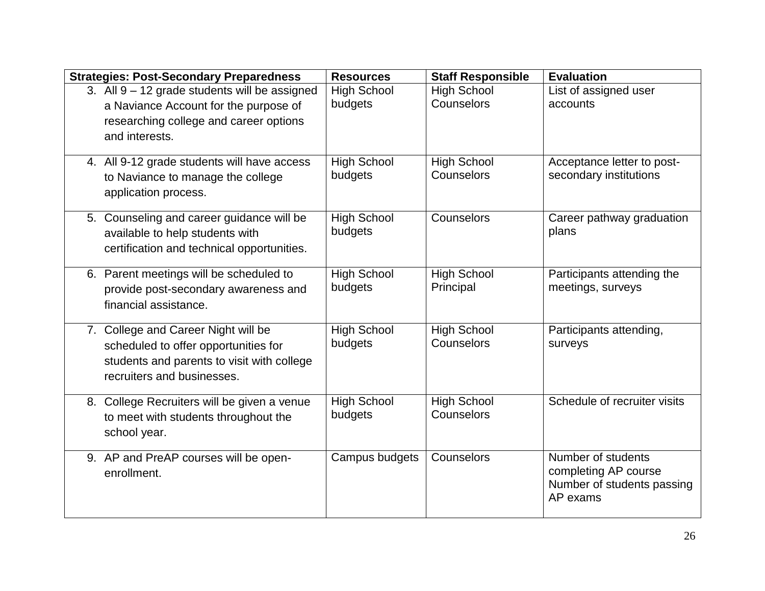| Strategies: Post-Secondary Preparedness | Resources | Staff Responsible | Evaluation |
|---|---|---|---|
| 3. All 9 – 12 grade students will be assigned a Naviance Account for the purpose of researching college and career options and interests. | High School budgets | High School Counselors | List of assigned user accounts |
| 4. All 9-12 grade students will have access to Naviance to manage the college application process. | High School budgets | High School Counselors | Acceptance letter to post-secondary institutions |
| 5. Counseling and career guidance will be available to help students with certification and technical opportunities. | High School budgets | Counselors | Career pathway graduation plans |
| 6. Parent meetings will be scheduled to provide post-secondary awareness and financial assistance. | High School budgets | High School Principal | Participants attending the meetings, surveys |
| 7. College and Career Night will be scheduled to offer opportunities for students and parents to visit with college recruiters and businesses. | High School budgets | High School Counselors | Participants attending, surveys |
| 8. College Recruiters will be given a venue to meet with students throughout the school year. | High School budgets | High School Counselors | Schedule of recruiter visits |
| 9. AP and PreAP courses will be open-enrollment. | Campus budgets | Counselors | Number of students completing AP course<br>Number of students passing AP exams |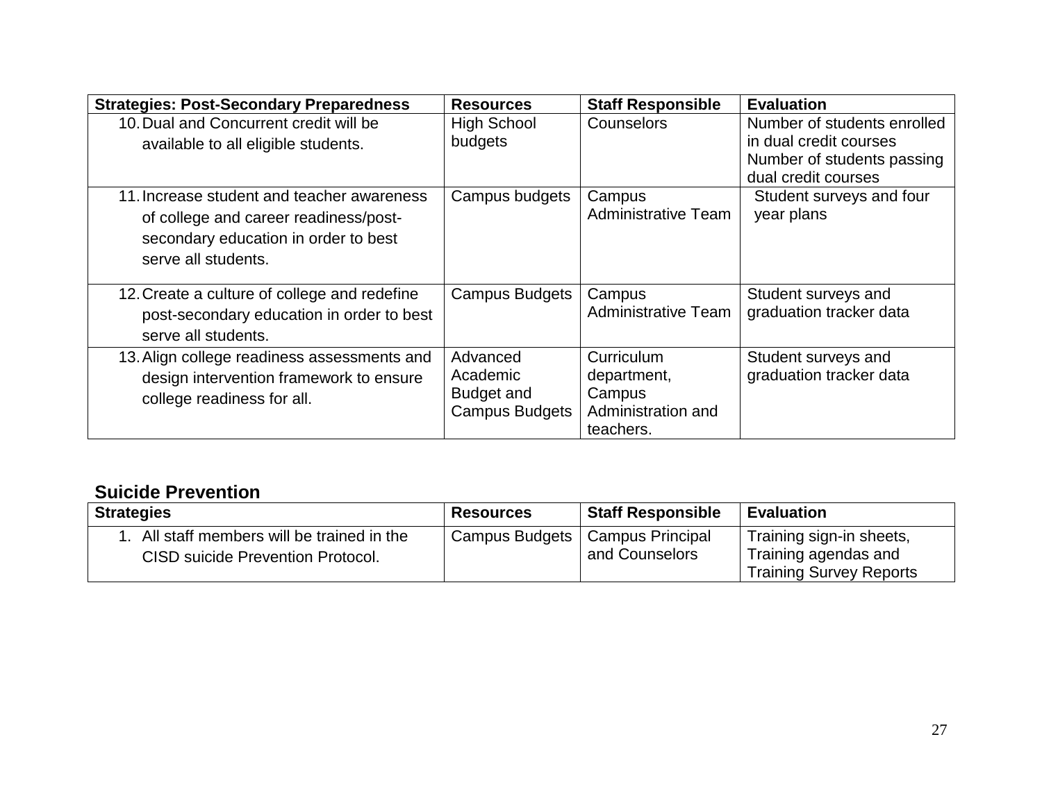| Strategies: Post-Secondary Preparedness | Resources | Staff Responsible | Evaluation |
|---|---|---|---|
| 10. Dual and Concurrent credit will be available to all eligible students. | High School budgets | Counselors | Number of students enrolled in dual credit courses Number of students passing dual credit courses |
| 11. Increase student and teacher awareness of college and career readiness/post-secondary education in order to best serve all students. | Campus budgets | Campus Administrative Team | Student surveys and four year plans |
| 12. Create a culture of college and redefine post-secondary education in order to best serve all students. | Campus Budgets | Campus Administrative Team | Student surveys and graduation tracker data |
| 13. Align college readiness assessments and design intervention framework to ensure college readiness for all. | Advanced Academic Budget and Campus Budgets | Curriculum department, Campus Administration and teachers. | Student surveys and graduation tracker data |

## Suicide Prevention

| Strategies | Resources | Staff Responsible | Evaluation |
|---|---|---|---|
| 1. All staff members will be trained in the CISD suicide Prevention Protocol. | Campus Budgets | Campus Principal and Counselors | Training sign-in sheets, Training agendas and Training Survey Reports |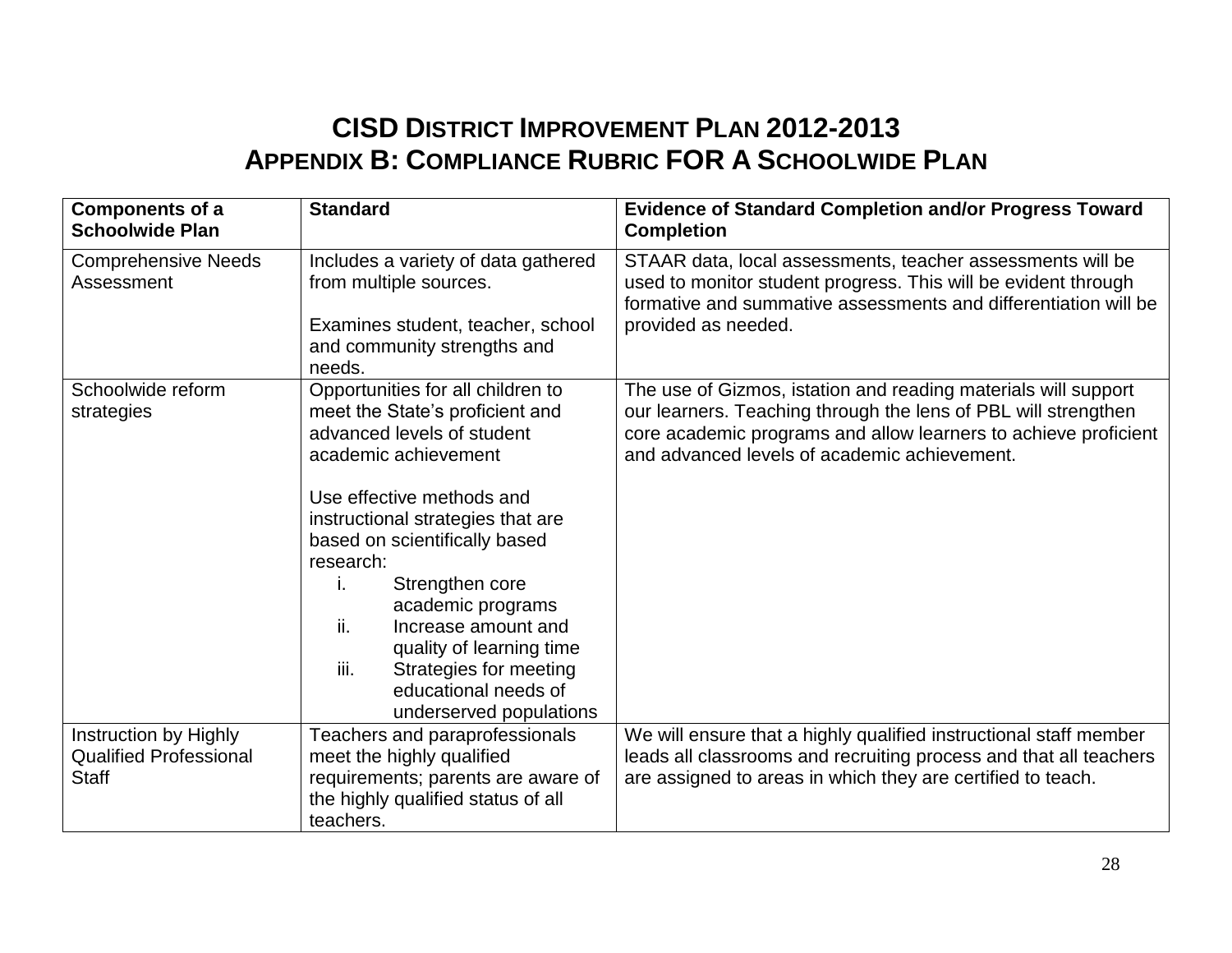# CISD DISTRICT IMPROVEMENT PLAN 2012-2013
## APPENDIX B: COMPLIANCE RUBRIC FOR A SCHOOLWIDE PLAN

| Components of a Schoolwide Plan | Standard | Evidence of Standard Completion and/or Progress Toward Completion |
|---|---|---|
| Comprehensive Needs Assessment | Includes a variety of data gathered from multiple sources.<br><br>Examines student, teacher, school and community strengths and needs. | STAAR data, local assessments, teacher assessments will be used to monitor student progress. This will be evident through formative and summative assessments and differentiation will be provided as needed. |
| Schoolwide reform strategies | Opportunities for all children to meet the State's proficient and advanced levels of student academic achievement<br><br>Use effective methods and instructional strategies that are based on scientifically based research:<br>i. Strengthen core academic programs<br>ii. Increase amount and quality of learning time<br>iii. Strategies for meeting educational needs of underserved populations | The use of Gizmos, istation and reading materials will support our learners. Teaching through the lens of PBL will strengthen core academic programs and allow learners to achieve proficient and advanced levels of academic achievement. |
| Instruction by Highly Qualified Professional Staff | Teachers and paraprofessionals meet the highly qualified requirements; parents are aware of the highly qualified status of all teachers. | We will ensure that a highly qualified instructional staff member leads all classrooms and recruiting process and that all teachers are assigned to areas in which they are certified to teach. |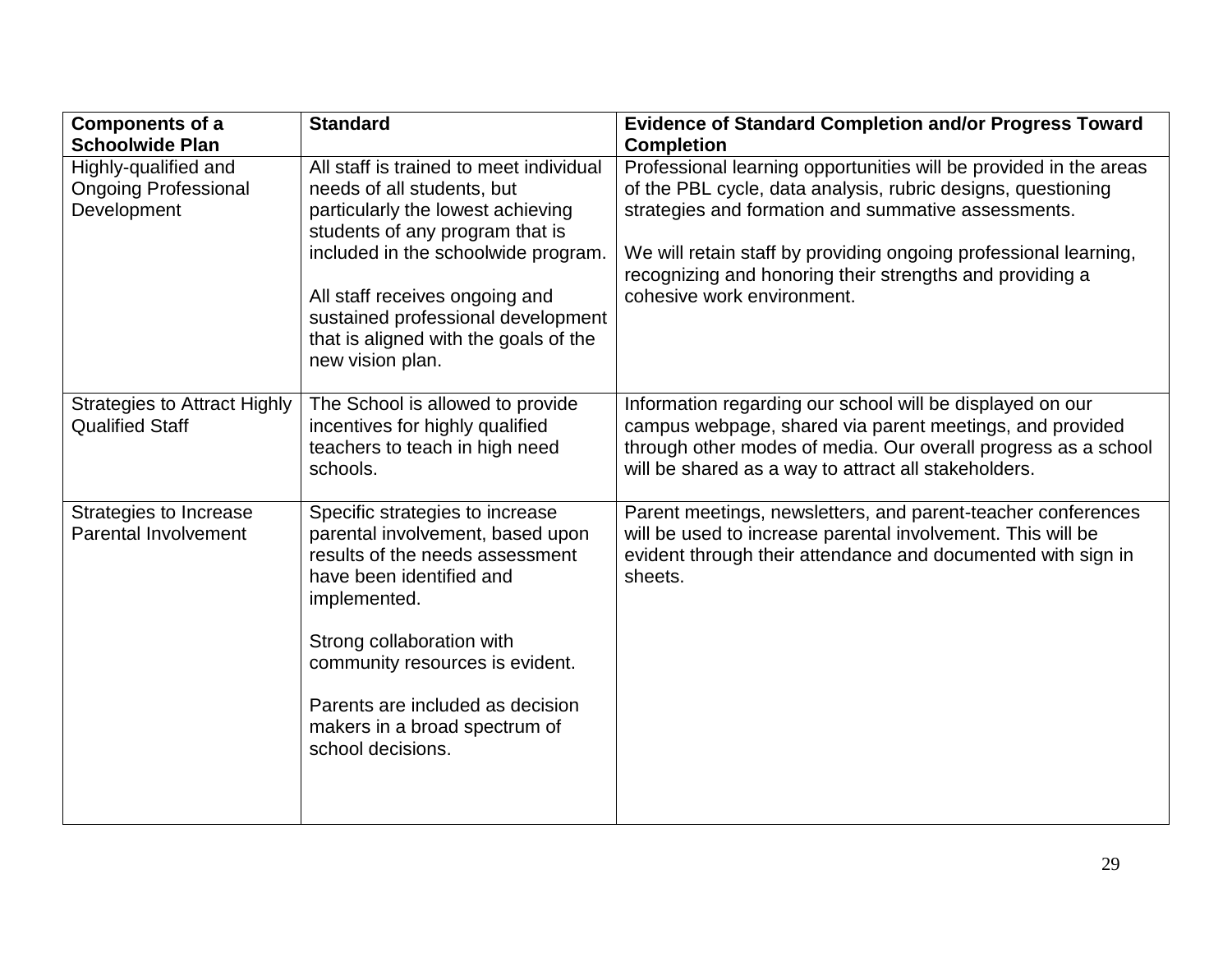| Components of a Schoolwide Plan | Standard | Evidence of Standard Completion and/or Progress Toward Completion |
|---|---|---|
| Highly-qualified and Ongoing Professional Development | All staff is trained to meet individual needs of all students, but particularly the lowest achieving students of any program that is included in the schoolwide program.<br><br>All staff receives ongoing and sustained professional development that is aligned with the goals of the new vision plan. | Professional learning opportunities will be provided in the areas of the PBL cycle, data analysis, rubric designs, questioning strategies and formation and summative assessments.<br><br>We will retain staff by providing ongoing professional learning, recognizing and honoring their strengths and providing a cohesive work environment. |
| Strategies to Attract Highly Qualified Staff | The School is allowed to provide incentives for highly qualified teachers to teach in high need schools. | Information regarding our school will be displayed on our campus webpage, shared via parent meetings, and provided through other modes of media. Our overall progress as a school will be shared as a way to attract all stakeholders. |
| Strategies to Increase Parental Involvement | Specific strategies to increase parental involvement, based upon results of the needs assessment have been identified and implemented.<br><br>Strong collaboration with community resources is evident.<br><br>Parents are included as decision makers in a broad spectrum of school decisions. | Parent meetings, newsletters, and parent-teacher conferences will be used to increase parental involvement. This will be evident through their attendance and documented with sign in sheets. |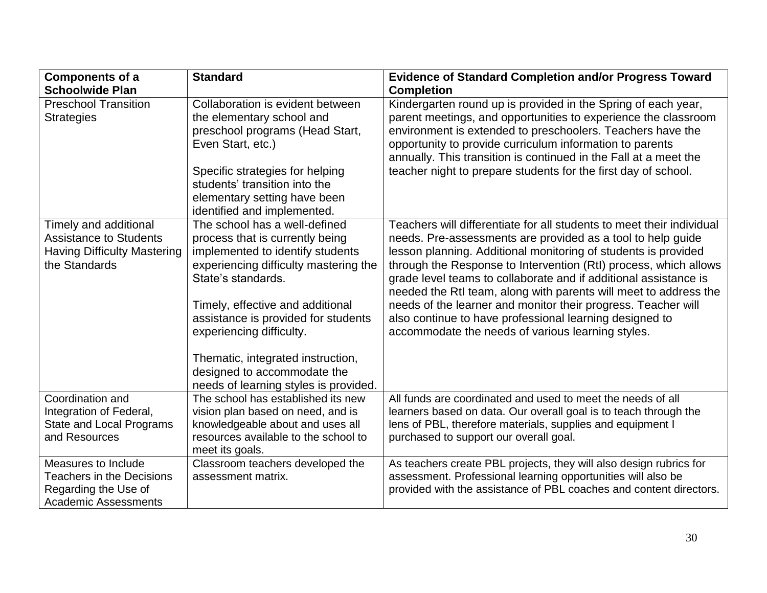| Components of a Schoolwide Plan | Standard | Evidence of Standard Completion and/or Progress Toward Completion |
|---|---|---|
| Preschool Transition Strategies | Collaboration is evident between the elementary school and preschool programs (Head Start, Even Start, etc.)<br><br>Specific strategies for helping students' transition into the elementary setting have been identified and implemented. | Kindergarten round up is provided in the Spring of each year, parent meetings, and opportunities to experience the classroom environment is extended to preschoolers. Teachers have the opportunity to provide curriculum information to parents annually. This transition is continued in the Fall at a meet the teacher night to prepare students for the first day of school. |
| Timely and additional Assistance to Students Having Difficulty Mastering the Standards | The school has a well-defined process that is currently being implemented to identify students experiencing difficulty mastering the State's standards.<br><br>Timely, effective and additional assistance is provided for students experiencing difficulty.<br><br>Thematic, integrated instruction, designed to accommodate the needs of learning styles is provided. | Teachers will differentiate for all students to meet their individual needs. Pre-assessments are provided as a tool to help guide lesson planning. Additional monitoring of students is provided through the Response to Intervention (RtI) process, which allows grade level teams to collaborate and if additional assistance is needed the RtI team, along with parents will meet to address the needs of the learner and monitor their progress. Teacher will also continue to have professional learning designed to accommodate the needs of various learning styles. |
| Coordination and Integration of Federal, State and Local Programs and Resources | The school has established its new vision plan based on need, and is knowledgeable about and uses all resources available to the school to meet its goals. | All funds are coordinated and used to meet the needs of all learners based on data. Our overall goal is to teach through the lens of PBL, therefore materials, supplies and equipment I purchased to support our overall goal. |
| Measures to Include Teachers in the Decisions Regarding the Use of Academic Assessments | Classroom teachers developed the assessment matrix. | As teachers create PBL projects, they will also design rubrics for assessment. Professional learning opportunities will also be provided with the assistance of PBL coaches and content directors. |